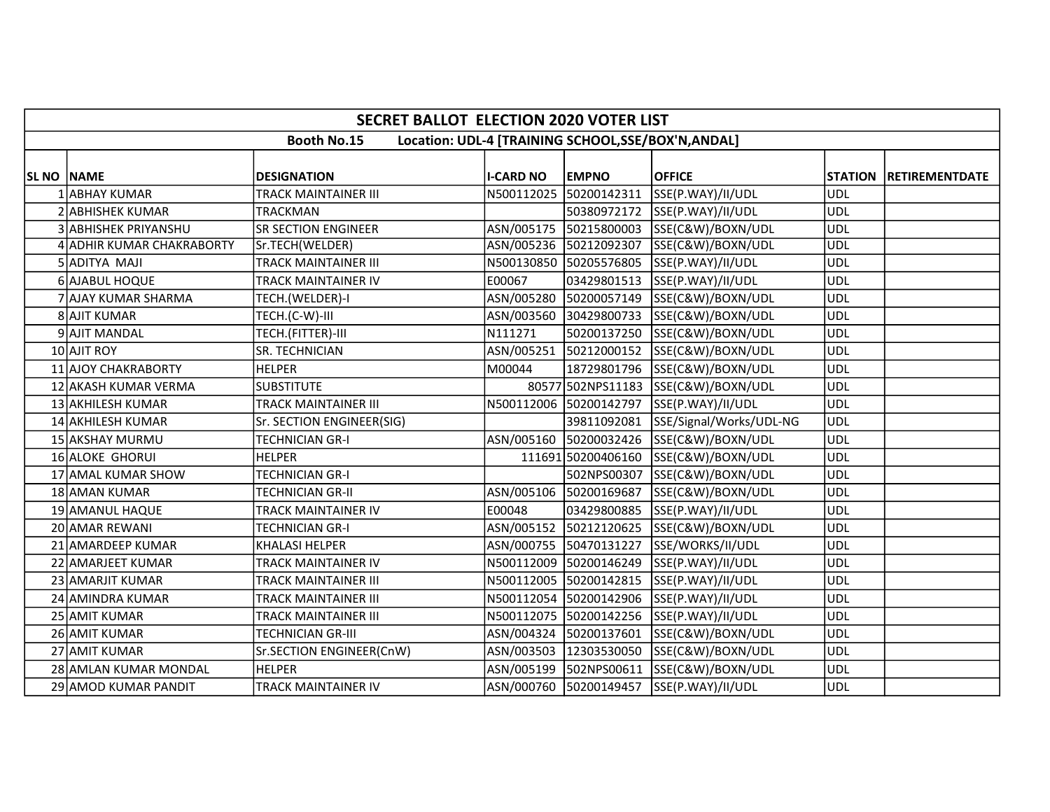# SECRET BALLOT ELECTION 2020 VOTER LIST

**Booth No.15 Location: UDL-4 [TRAINING SCHOOL,SSE/BOX'N,ANDAL]**

| SL NO | NAME | DESIGNATION | I-CARD NO | EMPNO | OFFICE | STATION | RETIREMENTDATE |
|---|---|---|---|---|---|---|---|
| 1 | ABHAY KUMAR | TRACK MAINTAINER III | N500112025 | 50200142311 | SSE(P.WAY)/II/UDL | UDL | |
| 2 | ABHISHEK KUMAR | TRACKMAN | | 50380972172 | SSE(P.WAY)/II/UDL | UDL | |
| 3 | ABHISHEK PRIYANSHU | SR SECTION ENGINEER | ASN/005175 | 50215800003 | SSE(C&W)/BOXN/UDL | UDL | |
| 4 | ADHIR KUMAR CHAKRABORTY | Sr.TECH(WELDER) | ASN/005236 | 50212092307 | SSE(C&W)/BOXN/UDL | UDL | |
| 5 | ADITYA MAJI | TRACK MAINTAINER III | N500130850 | 50205576805 | SSE(P.WAY)/II/UDL | UDL | |
| 6 | AJABUL HOQUE | TRACK MAINTAINER IV | E00067 | 03429801513 | SSE(P.WAY)/II/UDL | UDL | |
| 7 | AJAY KUMAR SHARMA | TECH.(WELDER)-I | ASN/005280 | 50200057149 | SSE(C&W)/BOXN/UDL | UDL | |
| 8 | AJIT KUMAR | TECH.(C-W)-III | ASN/003560 | 30429800733 | SSE(C&W)/BOXN/UDL | UDL | |
| 9 | AJIT MANDAL | TECH.(FITTER)-III | N111271 | 50200137250 | SSE(C&W)/BOXN/UDL | UDL | |
| 10 | AJIT ROY | SR. TECHNICIAN | ASN/005251 | 50212000152 | SSE(C&W)/BOXN/UDL | UDL | |
| 11 | AJOY CHAKRABORTY | HELPER | M00044 | 18729801796 | SSE(C&W)/BOXN/UDL | UDL | |
| 12 | AKASH KUMAR VERMA | SUBSTITUTE | 80577 | 502NPS11183 | SSE(C&W)/BOXN/UDL | UDL | |
| 13 | AKHILESH KUMAR | TRACK MAINTAINER III | N500112006 | 50200142797 | SSE(P.WAY)/II/UDL | UDL | |
| 14 | AKHILESH KUMAR | Sr. SECTION ENGINEER(SIG) | | 39811092081 | SSE/Signal/Works/UDL-NG | UDL | |
| 15 | AKSHAY MURMU | TECHNICIAN GR-I | ASN/005160 | 50200032426 | SSE(C&W)/BOXN/UDL | UDL | |
| 16 | ALOKE GHORUI | HELPER | 111691 | 50200406160 | SSE(C&W)/BOXN/UDL | UDL | |
| 17 | AMAL KUMAR SHOW | TECHNICIAN GR-I | | 502NPS00307 | SSE(C&W)/BOXN/UDL | UDL | |
| 18 | AMAN KUMAR | TECHNICIAN GR-II | ASN/005106 | 50200169687 | SSE(C&W)/BOXN/UDL | UDL | |
| 19 | AMANUL HAQUE | TRACK MAINTAINER IV | E00048 | 03429800885 | SSE(P.WAY)/II/UDL | UDL | |
| 20 | AMAR REWANI | TECHNICIAN GR-I | ASN/005152 | 50212120625 | SSE(C&W)/BOXN/UDL | UDL | |
| 21 | AMARDEEP KUMAR | KHALASI HELPER | ASN/000755 | 50470131227 | SSE/WORKS/II/UDL | UDL | |
| 22 | AMARJEET KUMAR | TRACK MAINTAINER IV | N500112009 | 50200146249 | SSE(P.WAY)/II/UDL | UDL | |
| 23 | AMARJIT KUMAR | TRACK MAINTAINER III | N500112005 | 50200142815 | SSE(P.WAY)/II/UDL | UDL | |
| 24 | AMINDRA KUMAR | TRACK MAINTAINER III | N500112054 | 50200142906 | SSE(P.WAY)/II/UDL | UDL | |
| 25 | AMIT KUMAR | TRACK MAINTAINER III | N500112075 | 50200142256 | SSE(P.WAY)/II/UDL | UDL | |
| 26 | AMIT KUMAR | TECHNICIAN GR-III | ASN/004324 | 50200137601 | SSE(C&W)/BOXN/UDL | UDL | |
| 27 | AMIT KUMAR | Sr.SECTION ENGINEER(CnW) | ASN/003503 | 12303530050 | SSE(C&W)/BOXN/UDL | UDL | |
| 28 | AMLAN KUMAR MONDAL | HELPER | ASN/005199 | 502NPS00611 | SSE(C&W)/BOXN/UDL | UDL | |
| 29 | AMOD KUMAR PANDIT | TRACK MAINTAINER IV | ASN/000760 | 50200149457 | SSE(P.WAY)/II/UDL | UDL | |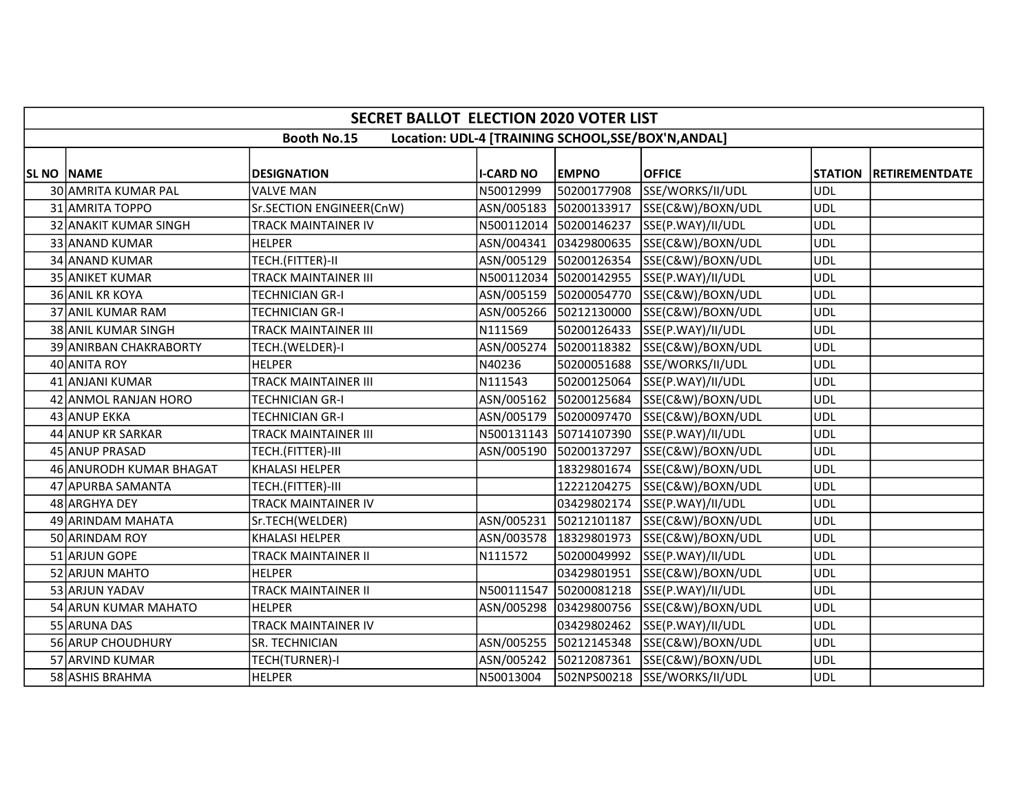| SECRET BALLOT ELECTION 2020 VOTER LIST | | | | | | | |
|---|---|---|---|---|---|---|---|
| Booth No.15 Location: UDL-4 [TRAINING SCHOOL,SSE/BOX'N,ANDAL] | | | | | | | |
| SL NO | NAME | DESIGNATION | I-CARD NO | EMPNO | OFFICE | STATION | RETIREMENTDATE |
| 30 | AMRITA KUMAR PAL | VALVE MAN | N50012999 | 50200177908 | SSE/WORKS/II/UDL | UDL | |
| 31 | AMRITA TOPPO | Sr.SECTION ENGINEER(CnW) | ASN/005183 | 50200133917 | SSE(C&W)/BOXN/UDL | UDL | |
| 32 | ANAKIT KUMAR SINGH | TRACK MAINTAINER IV | N500112014 | 50200146237 | SSE(P.WAY)/II/UDL | UDL | |
| 33 | ANAND KUMAR | HELPER | ASN/004341 | 03429800635 | SSE(C&W)/BOXN/UDL | UDL | |
| 34 | ANAND KUMAR | TECH.(FITTER)-II | ASN/005129 | 50200126354 | SSE(C&W)/BOXN/UDL | UDL | |
| 35 | ANIKET KUMAR | TRACK MAINTAINER III | N500112034 | 50200142955 | SSE(P.WAY)/II/UDL | UDL | |
| 36 | ANIL KR KOYA | TECHNICIAN GR-I | ASN/005159 | 50200054770 | SSE(C&W)/BOXN/UDL | UDL | |
| 37 | ANIL KUMAR RAM | TECHNICIAN GR-I | ASN/005266 | 50212130000 | SSE(C&W)/BOXN/UDL | UDL | |
| 38 | ANIL KUMAR SINGH | TRACK MAINTAINER III | N111569 | 50200126433 | SSE(P.WAY)/II/UDL | UDL | |
| 39 | ANIRBAN CHAKRABORTY | TECH.(WELDER)-I | ASN/005274 | 50200118382 | SSE(C&W)/BOXN/UDL | UDL | |
| 40 | ANITA ROY | HELPER | N40236 | 50200051688 | SSE/WORKS/II/UDL | UDL | |
| 41 | ANJANI KUMAR | TRACK MAINTAINER III | N111543 | 50200125064 | SSE(P.WAY)/II/UDL | UDL | |
| 42 | ANMOL RANJAN HORO | TECHNICIAN GR-I | ASN/005162 | 50200125684 | SSE(C&W)/BOXN/UDL | UDL | |
| 43 | ANUP EKKA | TECHNICIAN GR-I | ASN/005179 | 50200097470 | SSE(C&W)/BOXN/UDL | UDL | |
| 44 | ANUP KR SARKAR | TRACK MAINTAINER III | N500131143 | 50714107390 | SSE(P.WAY)/II/UDL | UDL | |
| 45 | ANUP PRASAD | TECH.(FITTER)-III | ASN/005190 | 50200137297 | SSE(C&W)/BOXN/UDL | UDL | |
| 46 | ANURODH KUMAR BHAGAT | KHALASI HELPER | | 18329801674 | SSE(C&W)/BOXN/UDL | UDL | |
| 47 | APURBA SAMANTA | TECH.(FITTER)-III | | 12221204275 | SSE(C&W)/BOXN/UDL | UDL | |
| 48 | ARGHYA DEY | TRACK MAINTAINER IV | | 03429802174 | SSE(P.WAY)/II/UDL | UDL | |
| 49 | ARINDAM MAHATA | Sr.TECH(WELDER) | ASN/005231 | 50212101187 | SSE(C&W)/BOXN/UDL | UDL | |
| 50 | ARINDAM ROY | KHALASI HELPER | ASN/003578 | 18329801973 | SSE(C&W)/BOXN/UDL | UDL | |
| 51 | ARJUN GOPE | TRACK MAINTAINER II | N111572 | 50200049992 | SSE(P.WAY)/II/UDL | UDL | |
| 52 | ARJUN MAHTO | HELPER | | 03429801951 | SSE(C&W)/BOXN/UDL | UDL | |
| 53 | ARJUN YADAV | TRACK MAINTAINER II | N500111547 | 50200081218 | SSE(P.WAY)/II/UDL | UDL | |
| 54 | ARUN KUMAR MAHATO | HELPER | ASN/005298 | 03429800756 | SSE(C&W)/BOXN/UDL | UDL | |
| 55 | ARUNA DAS | TRACK MAINTAINER IV | | 03429802462 | SSE(P.WAY)/II/UDL | UDL | |
| 56 | ARUP CHOUDHURY | SR. TECHNICIAN | ASN/005255 | 50212145348 | SSE(C&W)/BOXN/UDL | UDL | |
| 57 | ARVIND KUMAR | TECH(TURNER)-I | ASN/005242 | 50212087361 | SSE(C&W)/BOXN/UDL | UDL | |
| 58 | ASHIS BRAHMA | HELPER | N50013004 | 502NPS00218 | SSE/WORKS/II/UDL | UDL | |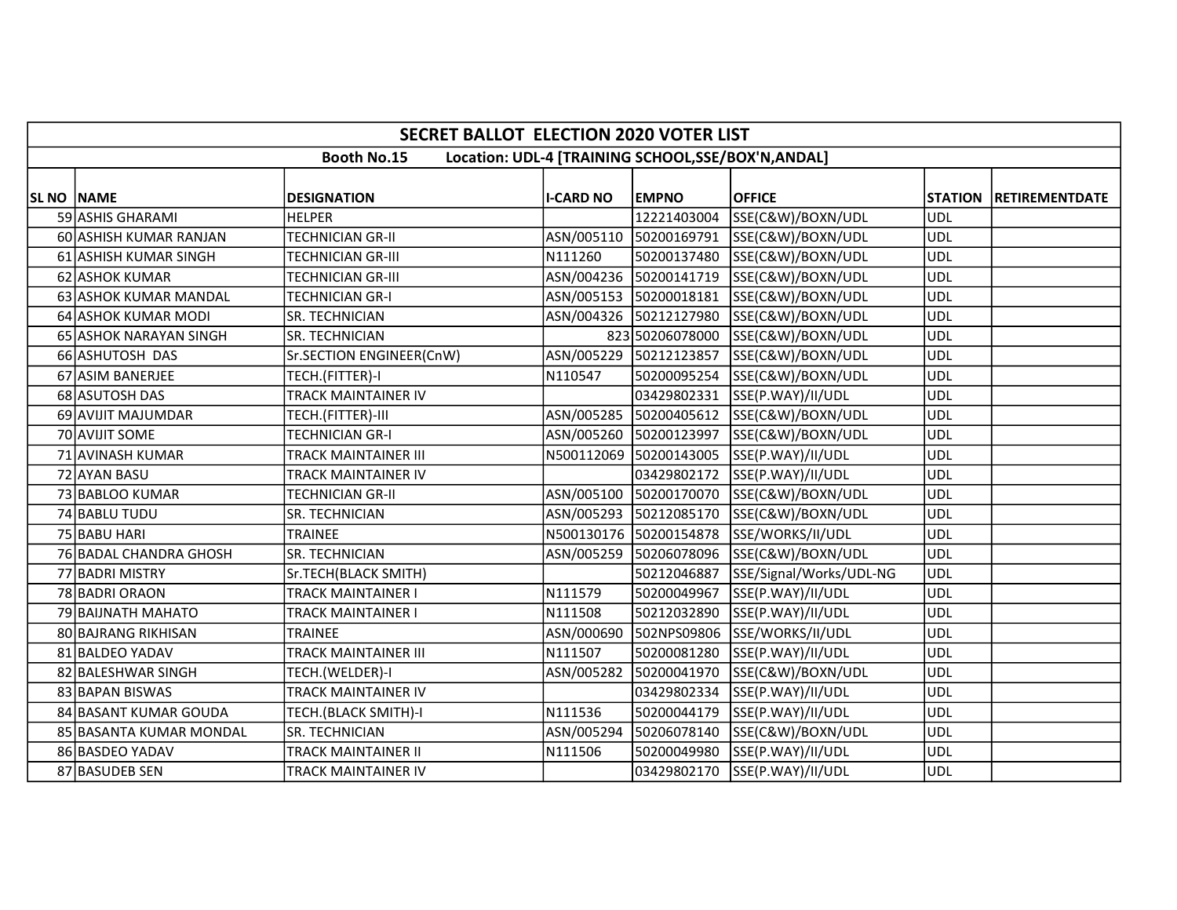| SECRET BALLOT ELECTION 2020 VOTER LIST | | | | | | | |
|---|---|---|---|---|---|---|---|
| Booth No.15 Location: UDL-4 [TRAINING SCHOOL,SSE/BOX'N,ANDAL] | | | | | | | |
| SL NO | NAME | DESIGNATION | I-CARD NO | EMPNO | OFFICE | STATION | RETIREMENTDATE |
| 59 | ASHIS GHARAMI | HELPER | | 12221403004 | SSE(C&W)/BOXN/UDL | UDL | |
| 60 | ASHISH KUMAR RANJAN | TECHNICIAN GR-II | ASN/005110 | 50200169791 | SSE(C&W)/BOXN/UDL | UDL | |
| 61 | ASHISH KUMAR SINGH | TECHNICIAN GR-III | N111260 | 50200137480 | SSE(C&W)/BOXN/UDL | UDL | |
| 62 | ASHOK KUMAR | TECHNICIAN GR-III | ASN/004236 | 50200141719 | SSE(C&W)/BOXN/UDL | UDL | |
| 63 | ASHOK KUMAR MANDAL | TECHNICIAN GR-I | ASN/005153 | 50200018181 | SSE(C&W)/BOXN/UDL | UDL | |
| 64 | ASHOK KUMAR MODI | SR. TECHNICIAN | ASN/004326 | 50212127980 | SSE(C&W)/BOXN/UDL | UDL | |
| 65 | ASHOK NARAYAN SINGH | SR. TECHNICIAN | 823 | 50206078000 | SSE(C&W)/BOXN/UDL | UDL | |
| 66 | ASHUTOSH DAS | Sr.SECTION ENGINEER(CnW) | ASN/005229 | 50212123857 | SSE(C&W)/BOXN/UDL | UDL | |
| 67 | ASIM BANERJEE | TECH.(FITTER)-I | N110547 | 50200095254 | SSE(C&W)/BOXN/UDL | UDL | |
| 68 | ASUTOSH DAS | TRACK MAINTAINER IV | | 03429802331 | SSE(P.WAY)/II/UDL | UDL | |
| 69 | AVIJIT MAJUMDAR | TECH.(FITTER)-III | ASN/005285 | 50200405612 | SSE(C&W)/BOXN/UDL | UDL | |
| 70 | AVIJIT SOME | TECHNICIAN GR-I | ASN/005260 | 50200123997 | SSE(C&W)/BOXN/UDL | UDL | |
| 71 | AVINASH KUMAR | TRACK MAINTAINER III | N500112069 | 50200143005 | SSE(P.WAY)/II/UDL | UDL | |
| 72 | AYAN BASU | TRACK MAINTAINER IV | | 03429802172 | SSE(P.WAY)/II/UDL | UDL | |
| 73 | BABLOO KUMAR | TECHNICIAN GR-II | ASN/005100 | 50200170070 | SSE(C&W)/BOXN/UDL | UDL | |
| 74 | BABLU TUDU | SR. TECHNICIAN | ASN/005293 | 50212085170 | SSE(C&W)/BOXN/UDL | UDL | |
| 75 | BABU HARI | TRAINEE | N500130176 | 50200154878 | SSE/WORKS/II/UDL | UDL | |
| 76 | BADAL CHANDRA GHOSH | SR. TECHNICIAN | ASN/005259 | 50206078096 | SSE(C&W)/BOXN/UDL | UDL | |
| 77 | BADRI MISTRY | Sr.TECH(BLACK SMITH) | | 50212046887 | SSE/Signal/Works/UDL-NG | UDL | |
| 78 | BADRI ORAON | TRACK MAINTAINER I | N111579 | 50200049967 | SSE(P.WAY)/II/UDL | UDL | |
| 79 | BAIJNATH MAHATO | TRACK MAINTAINER I | N111508 | 50212032890 | SSE(P.WAY)/II/UDL | UDL | |
| 80 | BAJRANG RIKHISAN | TRAINEE | ASN/000690 | 502NPS09806 | SSE/WORKS/II/UDL | UDL | |
| 81 | BALDEO YADAV | TRACK MAINTAINER III | N111507 | 50200081280 | SSE(P.WAY)/II/UDL | UDL | |
| 82 | BALESHWAR SINGH | TECH.(WELDER)-I | ASN/005282 | 50200041970 | SSE(C&W)/BOXN/UDL | UDL | |
| 83 | BAPAN BISWAS | TRACK MAINTAINER IV | | 03429802334 | SSE(P.WAY)/II/UDL | UDL | |
| 84 | BASANT KUMAR GOUDA | TECH.(BLACK SMITH)-I | N111536 | 50200044179 | SSE(P.WAY)/II/UDL | UDL | |
| 85 | BASANTA KUMAR MONDAL | SR. TECHNICIAN | ASN/005294 | 50206078140 | SSE(C&W)/BOXN/UDL | UDL | |
| 86 | BASDEO YADAV | TRACK MAINTAINER II | N111506 | 50200049980 | SSE(P.WAY)/II/UDL | UDL | |
| 87 | BASUDEB SEN | TRACK MAINTAINER IV | | 03429802170 | SSE(P.WAY)/II/UDL | UDL | |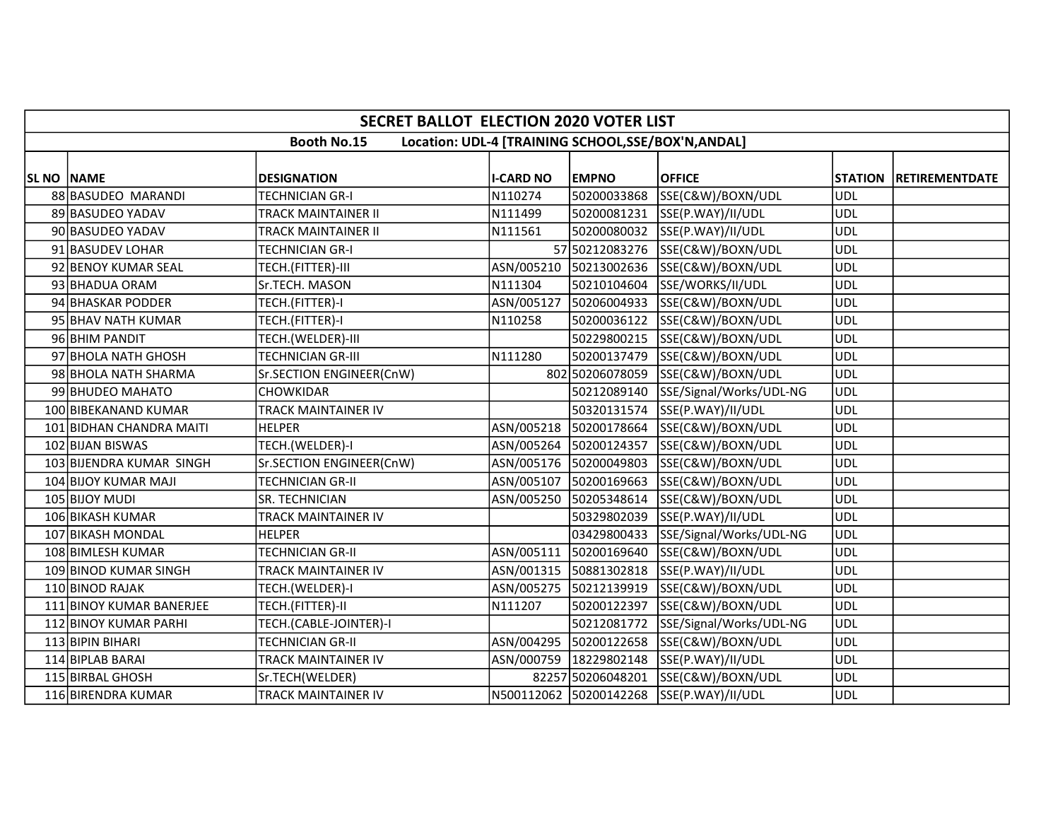| SECRET BALLOT ELECTION 2020 VOTER LIST | | | | | | | |
|---|---|---|---|---|---|---|---|
| Booth No.15 Location: UDL-4 [TRAINING SCHOOL,SSE/BOX'N,ANDAL] | | | | | | | |
| SL NO | NAME | DESIGNATION | I-CARD NO | EMPNO | OFFICE | STATION | RETIREMENTDATE |
| 88 | BASUDEO MARANDI | TECHNICIAN GR-I | N110274 | 50200033868 | SSE(C&W)/BOXN/UDL | UDL | |
| 89 | BASUDEO YADAV | TRACK MAINTAINER II | N111499 | 50200081231 | SSE(P.WAY)/II/UDL | UDL | |
| 90 | BASUDEO YADAV | TRACK MAINTAINER II | N111561 | 50200080032 | SSE(P.WAY)/II/UDL | UDL | |
| 91 | BASUDEV LOHAR | TECHNICIAN GR-I | 57 | 50212083276 | SSE(C&W)/BOXN/UDL | UDL | |
| 92 | BENOY KUMAR SEAL | TECH.(FITTER)-III | ASN/005210 | 50213002636 | SSE(C&W)/BOXN/UDL | UDL | |
| 93 | BHADUA ORAM | Sr.TECH. MASON | N111304 | 50210104604 | SSE/WORKS/II/UDL | UDL | |
| 94 | BHASKAR PODDER | TECH.(FITTER)-I | ASN/005127 | 50206004933 | SSE(C&W)/BOXN/UDL | UDL | |
| 95 | BHAV NATH KUMAR | TECH.(FITTER)-I | N110258 | 50200036122 | SSE(C&W)/BOXN/UDL | UDL | |
| 96 | BHIM PANDIT | TECH.(WELDER)-III | | 50229800215 | SSE(C&W)/BOXN/UDL | UDL | |
| 97 | BHOLA NATH GHOSH | TECHNICIAN GR-III | N111280 | 50200137479 | SSE(C&W)/BOXN/UDL | UDL | |
| 98 | BHOLA NATH SHARMA | Sr.SECTION ENGINEER(CnW) | 802 | 50206078059 | SSE(C&W)/BOXN/UDL | UDL | |
| 99 | BHUDEO MAHATO | CHOWKIDAR | | 50212089140 | SSE/Signal/Works/UDL-NG | UDL | |
| 100 | BIBEKANAND KUMAR | TRACK MAINTAINER IV | | 50320131574 | SSE(P.WAY)/II/UDL | UDL | |
| 101 | BIDHAN CHANDRA MAITI | HELPER | ASN/005218 | 50200178664 | SSE(C&W)/BOXN/UDL | UDL | |
| 102 | BIJAN BISWAS | TECH.(WELDER)-I | ASN/005264 | 50200124357 | SSE(C&W)/BOXN/UDL | UDL | |
| 103 | BIJENDRA KUMAR SINGH | Sr.SECTION ENGINEER(CnW) | ASN/005176 | 50200049803 | SSE(C&W)/BOXN/UDL | UDL | |
| 104 | BIJOY KUMAR MAJI | TECHNICIAN GR-II | ASN/005107 | 50200169663 | SSE(C&W)/BOXN/UDL | UDL | |
| 105 | BIJOY MUDI | SR. TECHNICIAN | ASN/005250 | 50205348614 | SSE(C&W)/BOXN/UDL | UDL | |
| 106 | BIKASH KUMAR | TRACK MAINTAINER IV | | 50329802039 | SSE(P.WAY)/II/UDL | UDL | |
| 107 | BIKASH MONDAL | HELPER | | 03429800433 | SSE/Signal/Works/UDL-NG | UDL | |
| 108 | BIMLESH KUMAR | TECHNICIAN GR-II | ASN/005111 | 50200169640 | SSE(C&W)/BOXN/UDL | UDL | |
| 109 | BINOD KUMAR SINGH | TRACK MAINTAINER IV | ASN/001315 | 50881302818 | SSE(P.WAY)/II/UDL | UDL | |
| 110 | BINOD RAJAK | TECH.(WELDER)-I | ASN/005275 | 50212139919 | SSE(C&W)/BOXN/UDL | UDL | |
| 111 | BINOY KUMAR BANERJEE | TECH.(FITTER)-II | N111207 | 50200122397 | SSE(C&W)/BOXN/UDL | UDL | |
| 112 | BINOY KUMAR PARHI | TECH.(CABLE-JOINTER)-I | | 50212081772 | SSE/Signal/Works/UDL-NG | UDL | |
| 113 | BIPIN BIHARI | TECHNICIAN GR-II | ASN/004295 | 50200122658 | SSE(C&W)/BOXN/UDL | UDL | |
| 114 | BIPLAB BARAI | TRACK MAINTAINER IV | ASN/000759 | 18229802148 | SSE(P.WAY)/II/UDL | UDL | |
| 115 | BIRBAL GHOSH | Sr.TECH(WELDER) | 82257 | 50206048201 | SSE(C&W)/BOXN/UDL | UDL | |
| 116 | BIRENDRA KUMAR | TRACK MAINTAINER IV | N500112062 | 50200142268 | SSE(P.WAY)/II/UDL | UDL | |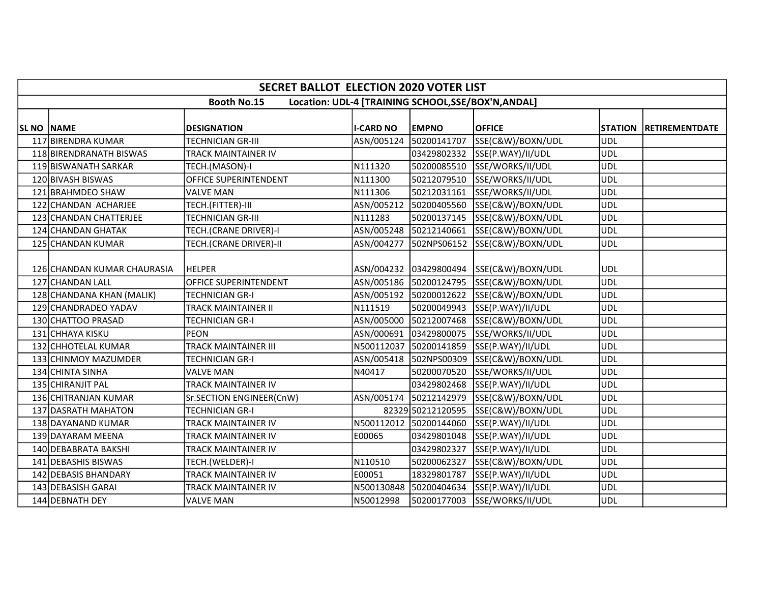| SECRET BALLOT ELECTION 2020 VOTER LIST | | | | | | | |
|---|---|---|---|---|---|---|---|
| Booth No.15 Location: UDL-4 [TRAINING SCHOOL,SSE/BOX'N,ANDAL] | | | | | | | |
| SL NO | NAME | DESIGNATION | I-CARD NO | EMPNO | OFFICE | STATION | RETIREMENTDATE |
| 117 | BIRENDRA KUMAR | TECHNICIAN GR-III | ASN/005124 | 50200141707 | SSE(C&W)/BOXN/UDL | UDL | |
| 118 | BIRENDRANATH BISWAS | TRACK MAINTAINER IV | | 03429802332 | SSE(P.WAY)/II/UDL | UDL | |
| 119 | BISWANATH SARKAR | TECH.(MASON)-I | N111320 | 50200085510 | SSE/WORKS/II/UDL | UDL | |
| 120 | BIVASH BISWAS | OFFICE SUPERINTENDENT | N111300 | 50212079510 | SSE/WORKS/II/UDL | UDL | |
| 121 | BRAHMDEO SHAW | VALVE MAN | N111306 | 50212031161 | SSE/WORKS/II/UDL | UDL | |
| 122 | CHANDAN ACHARJEE | TECH.(FITTER)-III | ASN/005212 | 50200405560 | SSE(C&W)/BOXN/UDL | UDL | |
| 123 | CHANDAN CHATTERJEE | TECHNICIAN GR-III | N111283 | 50200137145 | SSE(C&W)/BOXN/UDL | UDL | |
| 124 | CHANDAN GHATAK | TECH.(CRANE DRIVER)-I | ASN/005248 | 50212140661 | SSE(C&W)/BOXN/UDL | UDL | |
| 125 | CHANDAN KUMAR | TECH.(CRANE DRIVER)-II | ASN/004277 | 502NPS06152 | SSE(C&W)/BOXN/UDL | UDL | |
| 126 | CHANDAN KUMAR CHAURASIA | HELPER | ASN/004232 | 03429800494 | SSE(C&W)/BOXN/UDL | UDL | |
| 127 | CHANDAN LALL | OFFICE SUPERINTENDENT | ASN/005186 | 50200124795 | SSE(C&W)/BOXN/UDL | UDL | |
| 128 | CHANDANA KHAN (MALIK) | TECHNICIAN GR-I | ASN/005192 | 50200012622 | SSE(C&W)/BOXN/UDL | UDL | |
| 129 | CHANDRADEO YADAV | TRACK MAINTAINER II | N111519 | 50200049943 | SSE(P.WAY)/II/UDL | UDL | |
| 130 | CHATTOO PRASAD | TECHNICIAN GR-I | ASN/005000 | 50212007468 | SSE(C&W)/BOXN/UDL | UDL | |
| 131 | CHHAYA KISKU | PEON | ASN/000691 | 03429800075 | SSE/WORKS/II/UDL | UDL | |
| 132 | CHHOTELAL KUMAR | TRACK MAINTAINER III | N500112037 | 50200141859 | SSE(P.WAY)/II/UDL | UDL | |
| 133 | CHINMOY MAZUMDER | TECHNICIAN GR-I | ASN/005418 | 502NPS00309 | SSE(C&W)/BOXN/UDL | UDL | |
| 134 | CHINTA SINHA | VALVE MAN | N40417 | 50200070520 | SSE/WORKS/II/UDL | UDL | |
| 135 | CHIRANJIT PAL | TRACK MAINTAINER IV | | 03429802468 | SSE(P.WAY)/II/UDL | UDL | |
| 136 | CHITRANJAN KUMAR | Sr.SECTION ENGINEER(CnW) | ASN/005174 | 50212142979 | SSE(C&W)/BOXN/UDL | UDL | |
| 137 | DASRATH MAHATON | TECHNICIAN GR-I | 82329 | 50212120595 | SSE(C&W)/BOXN/UDL | UDL | |
| 138 | DAYANAND KUMAR | TRACK MAINTAINER IV | N500112012 | 50200144060 | SSE(P.WAY)/II/UDL | UDL | |
| 139 | DAYARAM MEENA | TRACK MAINTAINER IV | E00065 | 03429801048 | SSE(P.WAY)/II/UDL | UDL | |
| 140 | DEBABRATA BAKSHI | TRACK MAINTAINER IV | | 03429802327 | SSE(P.WAY)/II/UDL | UDL | |
| 141 | DEBASHIS BISWAS | TECH.(WELDER)-I | N110510 | 50200062327 | SSE(C&W)/BOXN/UDL | UDL | |
| 142 | DEBASIS BHANDARY | TRACK MAINTAINER IV | E00051 | 18329801787 | SSE(P.WAY)/II/UDL | UDL | |
| 143 | DEBASISH GARAI | TRACK MAINTAINER IV | N500130848 | 50200404634 | SSE(P.WAY)/II/UDL | UDL | |
| 144 | DEBNATH DEY | VALVE MAN | N50012998 | 50200177003 | SSE/WORKS/II/UDL | UDL | |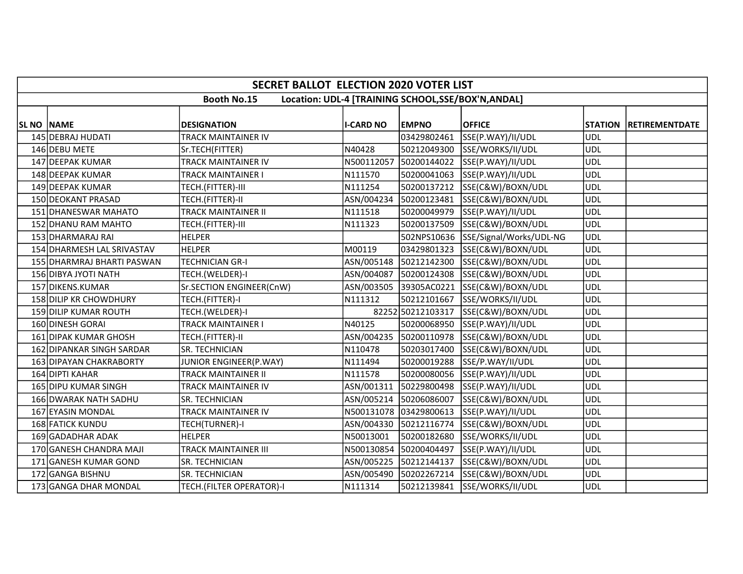| SECRET BALLOT ELECTION 2020 VOTER LIST | | | | | | | |
|---|---|---|---|---|---|---|---|
| Booth No.15 Location: UDL-4 [TRAINING SCHOOL,SSE/BOX'N,ANDAL] | | | | | | | |
| SL NO | NAME | DESIGNATION | I-CARD NO | EMPNO | OFFICE | STATION | RETIREMENTDATE |
| 145 | DEBRAJ HUDATI | TRACK MAINTAINER IV | | 03429802461 | SSE(P.WAY)/II/UDL | UDL | |
| 146 | DEBU METE | Sr.TECH(FITTER) | N40428 | 50212049300 | SSE/WORKS/II/UDL | UDL | |
| 147 | DEEPAK KUMAR | TRACK MAINTAINER IV | N500112057 | 50200144022 | SSE(P.WAY)/II/UDL | UDL | |
| 148 | DEEPAK KUMAR | TRACK MAINTAINER I | N111570 | 50200041063 | SSE(P.WAY)/II/UDL | UDL | |
| 149 | DEEPAK KUMAR | TECH.(FITTER)-III | N111254 | 50200137212 | SSE(C&W)/BOXN/UDL | UDL | |
| 150 | DEOKANT PRASAD | TECH.(FITTER)-II | ASN/004234 | 50200123481 | SSE(C&W)/BOXN/UDL | UDL | |
| 151 | DHANESWAR MAHATO | TRACK MAINTAINER II | N111518 | 50200049979 | SSE(P.WAY)/II/UDL | UDL | |
| 152 | DHANU RAM MAHTO | TECH.(FITTER)-III | N111323 | 50200137509 | SSE(C&W)/BOXN/UDL | UDL | |
| 153 | DHARMARAJ RAI | HELPER | | 502NPS10636 | SSE/Signal/Works/UDL-NG | UDL | |
| 154 | DHARMESH LAL SRIVASTAV | HELPER | M00119 | 03429801323 | SSE(C&W)/BOXN/UDL | UDL | |
| 155 | DHARMRAJ BHARTI PASWAN | TECHNICIAN GR-I | ASN/005148 | 50212142300 | SSE(C&W)/BOXN/UDL | UDL | |
| 156 | DIBYA JYOTI NATH | TECH.(WELDER)-I | ASN/004087 | 50200124308 | SSE(C&W)/BOXN/UDL | UDL | |
| 157 | DIKENS.KUMAR | Sr.SECTION ENGINEER(CnW) | ASN/003505 | 39305AC0221 | SSE(C&W)/BOXN/UDL | UDL | |
| 158 | DILIP KR CHOWDHURY | TECH.(FITTER)-I | N111312 | 50212101667 | SSE/WORKS/II/UDL | UDL | |
| 159 | DILIP KUMAR ROUTH | TECH.(WELDER)-I | 82252 | 50212103317 | SSE(C&W)/BOXN/UDL | UDL | |
| 160 | DINESH GORAI | TRACK MAINTAINER I | N40125 | 50200068950 | SSE(P.WAY)/II/UDL | UDL | |
| 161 | DIPAK KUMAR GHOSH | TECH.(FITTER)-II | ASN/004235 | 50200110978 | SSE(C&W)/BOXN/UDL | UDL | |
| 162 | DIPANKAR SINGH SARDAR | SR. TECHNICIAN | N110478 | 50203017400 | SSE(C&W)/BOXN/UDL | UDL | |
| 163 | DIPAYAN CHAKRABORTY | JUNIOR ENGINEER(P.WAY) | N111494 | 50200019288 | SSE/P.WAY/II/UDL | UDL | |
| 164 | DIPTI KAHAR | TRACK MAINTAINER II | N111578 | 50200080056 | SSE(P.WAY)/II/UDL | UDL | |
| 165 | DIPU KUMAR SINGH | TRACK MAINTAINER IV | ASN/001311 | 50229800498 | SSE(P.WAY)/II/UDL | UDL | |
| 166 | DWARAK NATH SADHU | SR. TECHNICIAN | ASN/005214 | 50206086007 | SSE(C&W)/BOXN/UDL | UDL | |
| 167 | EYASIN MONDAL | TRACK MAINTAINER IV | N500131078 | 03429800613 | SSE(P.WAY)/II/UDL | UDL | |
| 168 | FATICK KUNDU | TECH(TURNER)-I | ASN/004330 | 50212116774 | SSE(C&W)/BOXN/UDL | UDL | |
| 169 | GADADHAR ADAK | HELPER | N50013001 | 50200182680 | SSE/WORKS/II/UDL | UDL | |
| 170 | GANESH CHANDRA MAJI | TRACK MAINTAINER III | N500130854 | 50200404497 | SSE(P.WAY)/II/UDL | UDL | |
| 171 | GANESH KUMAR GOND | SR. TECHNICIAN | ASN/005225 | 50212144137 | SSE(C&W)/BOXN/UDL | UDL | |
| 172 | GANGA BISHNU | SR. TECHNICIAN | ASN/005490 | 50202267214 | SSE(C&W)/BOXN/UDL | UDL | |
| 173 | GANGA DHAR MONDAL | TECH.(FILTER OPERATOR)-I | N111314 | 50212139841 | SSE/WORKS/II/UDL | UDL | |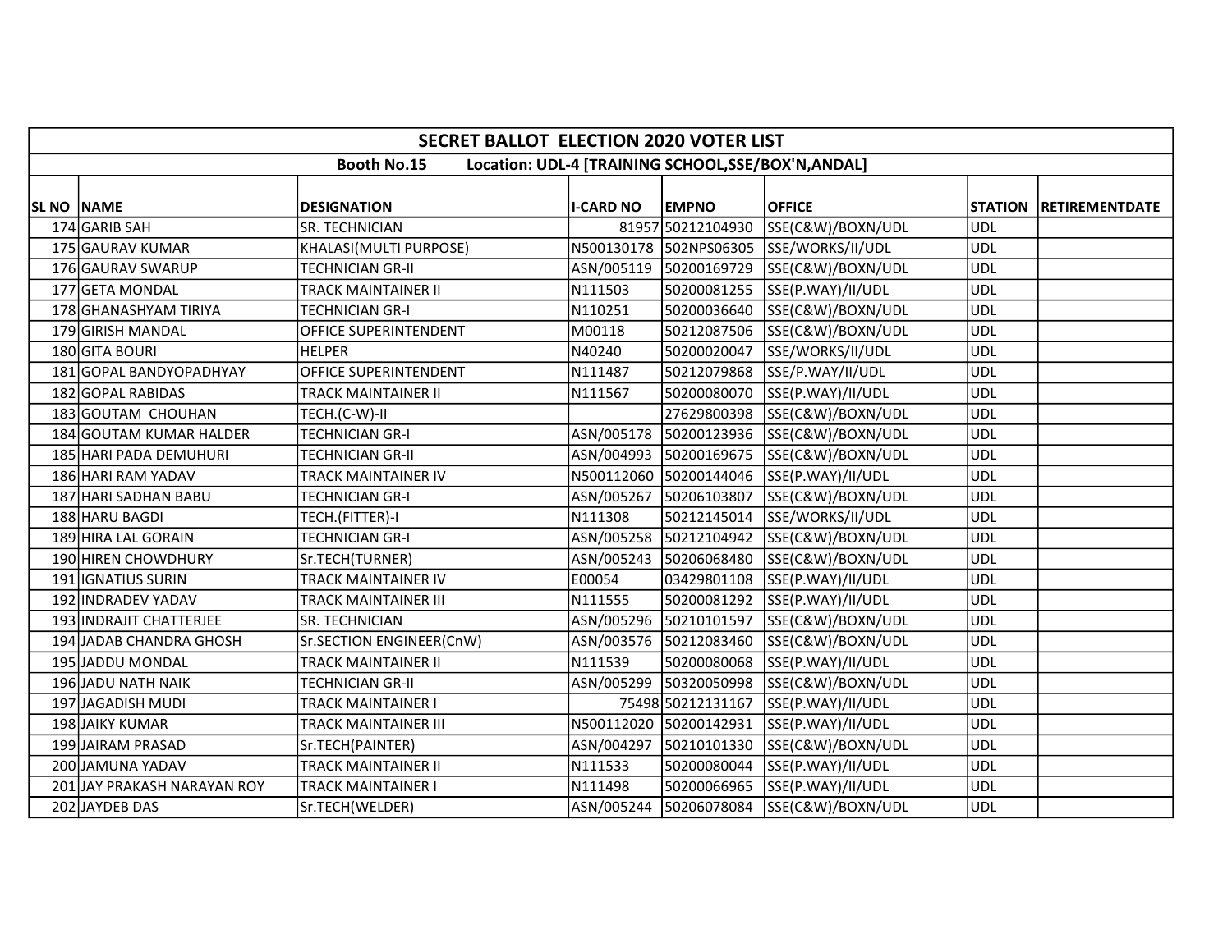| SECRET BALLOT ELECTION 2020 VOTER LIST | | | | | | | |
|---|---|---|---|---|---|---|---|
| Booth No.15 Location: UDL-4 [TRAINING SCHOOL,SSE/BOX'N,ANDAL] | | | | | | | |
| SL NO | NAME | DESIGNATION | I-CARD NO | EMPNO | OFFICE | STATION | RETIREMENTDATE |
| 174 | GARIB SAH | SR. TECHNICIAN | 81957 | 50212104930 | SSE(C&W)/BOXN/UDL | UDL | |
| 175 | GAURAV KUMAR | KHALASI(MULTI PURPOSE) | N500130178 | 502NPS06305 | SSE/WORKS/II/UDL | UDL | |
| 176 | GAURAV SWARUP | TECHNICIAN GR-II | ASN/005119 | 50200169729 | SSE(C&W)/BOXN/UDL | UDL | |
| 177 | GETA MONDAL | TRACK MAINTAINER II | N111503 | 50200081255 | SSE(P.WAY)/II/UDL | UDL | |
| 178 | GHANASHYAM TIRIYA | TECHNICIAN GR-I | N110251 | 50200036640 | SSE(C&W)/BOXN/UDL | UDL | |
| 179 | GIRISH MANDAL | OFFICE SUPERINTENDENT | M00118 | 50212087506 | SSE(C&W)/BOXN/UDL | UDL | |
| 180 | GITA BOURI | HELPER | N40240 | 50200020047 | SSE/WORKS/II/UDL | UDL | |
| 181 | GOPAL BANDYOPADHYAY | OFFICE SUPERINTENDENT | N111487 | 50212079868 | SSE/P.WAY/II/UDL | UDL | |
| 182 | GOPAL RABIDAS | TRACK MAINTAINER II | N111567 | 50200080070 | SSE(P.WAY)/II/UDL | UDL | |
| 183 | GOUTAM CHOUHAN | TECH.(C-W)-II | | 27629800398 | SSE(C&W)/BOXN/UDL | UDL | |
| 184 | GOUTAM KUMAR HALDER | TECHNICIAN GR-I | ASN/005178 | 50200123936 | SSE(C&W)/BOXN/UDL | UDL | |
| 185 | HARI PADA DEMUHURI | TECHNICIAN GR-II | ASN/004993 | 50200169675 | SSE(C&W)/BOXN/UDL | UDL | |
| 186 | HARI RAM YADAV | TRACK MAINTAINER IV | N500112060 | 50200144046 | SSE(P.WAY)/II/UDL | UDL | |
| 187 | HARI SADHAN BABU | TECHNICIAN GR-I | ASN/005267 | 50206103807 | SSE(C&W)/BOXN/UDL | UDL | |
| 188 | HARU BAGDI | TECH.(FITTER)-I | N111308 | 50212145014 | SSE/WORKS/II/UDL | UDL | |
| 189 | HIRA LAL GORAIN | TECHNICIAN GR-I | ASN/005258 | 50212104942 | SSE(C&W)/BOXN/UDL | UDL | |
| 190 | HIREN CHOWDHURY | Sr.TECH(TURNER) | ASN/005243 | 50206068480 | SSE(C&W)/BOXN/UDL | UDL | |
| 191 | IGNATIUS SURIN | TRACK MAINTAINER IV | E00054 | 03429801108 | SSE(P.WAY)/II/UDL | UDL | |
| 192 | INDRADEV YADAV | TRACK MAINTAINER III | N111555 | 50200081292 | SSE(P.WAY)/II/UDL | UDL | |
| 193 | INDRAJIT CHATTERJEE | SR. TECHNICIAN | ASN/005296 | 50210101597 | SSE(C&W)/BOXN/UDL | UDL | |
| 194 | JADAB CHANDRA GHOSH | Sr.SECTION ENGINEER(CnW) | ASN/003576 | 50212083460 | SSE(C&W)/BOXN/UDL | UDL | |
| 195 | JADDU MONDAL | TRACK MAINTAINER II | N111539 | 50200080068 | SSE(P.WAY)/II/UDL | UDL | |
| 196 | JADU NATH NAIK | TECHNICIAN GR-II | ASN/005299 | 50320050998 | SSE(C&W)/BOXN/UDL | UDL | |
| 197 | JAGADISH MUDI | TRACK MAINTAINER I | 75498 | 50212131167 | SSE(P.WAY)/II/UDL | UDL | |
| 198 | JAIKY KUMAR | TRACK MAINTAINER III | N500112020 | 50200142931 | SSE(P.WAY)/II/UDL | UDL | |
| 199 | JAIRAM PRASAD | Sr.TECH(PAINTER) | ASN/004297 | 50210101330 | SSE(C&W)/BOXN/UDL | UDL | |
| 200 | JAMUNA YADAV | TRACK MAINTAINER II | N111533 | 50200080044 | SSE(P.WAY)/II/UDL | UDL | |
| 201 | JAY PRAKASH NARAYAN ROY | TRACK MAINTAINER I | N111498 | 50200066965 | SSE(P.WAY)/II/UDL | UDL | |
| 202 | JAYDEB DAS | Sr.TECH(WELDER) | ASN/005244 | 50206078084 | SSE(C&W)/BOXN/UDL | UDL | |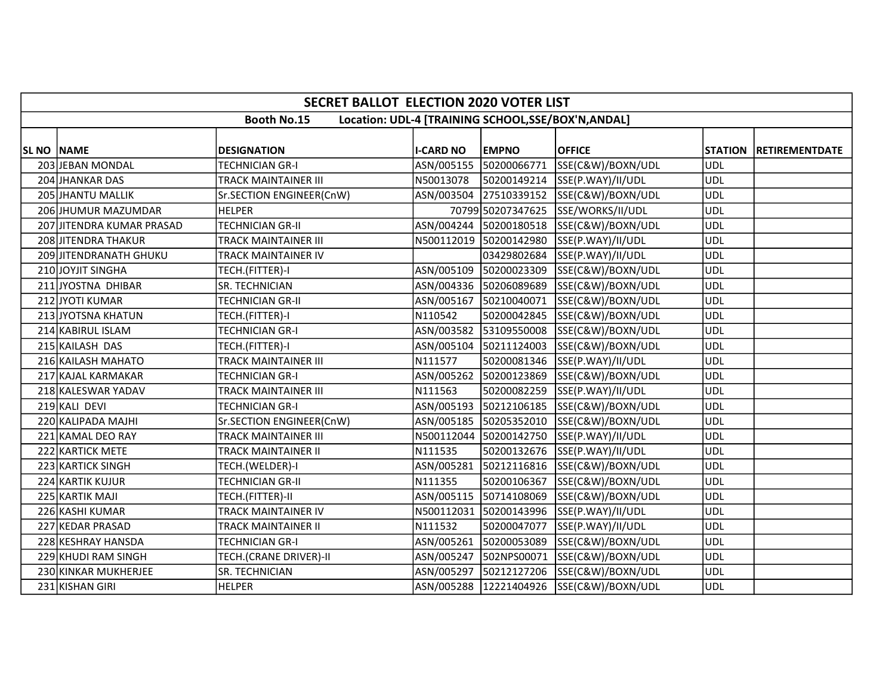| SECRET BALLOT ELECTION 2020 VOTER LIST | | | | | | | |
|---|---|---|---|---|---|---|---|
| Booth No.15 Location: UDL-4 [TRAINING SCHOOL,SSE/BOX'N,ANDAL] | | | | | | | |
| SL NO | NAME | DESIGNATION | I-CARD NO | EMPNO | OFFICE | STATION | RETIREMENTDATE |
| 203 | JEBAN MONDAL | TECHNICIAN GR-I | ASN/005155 | 50200066771 | SSE(C&W)/BOXN/UDL | UDL | |
| 204 | JHANKAR DAS | TRACK MAINTAINER III | N50013078 | 50200149214 | SSE(P.WAY)/II/UDL | UDL | |
| 205 | JHANTU MALLIK | Sr.SECTION ENGINEER(CnW) | ASN/003504 | 27510339152 | SSE(C&W)/BOXN/UDL | UDL | |
| 206 | JHUMUR MAZUMDAR | HELPER | 70799 | 50207347625 | SSE/WORKS/II/UDL | UDL | |
| 207 | JITENDRA KUMAR PRASAD | TECHNICIAN GR-II | ASN/004244 | 50200180518 | SSE(C&W)/BOXN/UDL | UDL | |
| 208 | JITENDRA THAKUR | TRACK MAINTAINER III | N500112019 | 50200142980 | SSE(P.WAY)/II/UDL | UDL | |
| 209 | JITENDRANATH GHUKU | TRACK MAINTAINER IV | | 03429802684 | SSE(P.WAY)/II/UDL | UDL | |
| 210 | JOYJIT SINGHA | TECH.(FITTER)-I | ASN/005109 | 50200023309 | SSE(C&W)/BOXN/UDL | UDL | |
| 211 | JYOSTNA DHIBAR | SR. TECHNICIAN | ASN/004336 | 50206089689 | SSE(C&W)/BOXN/UDL | UDL | |
| 212 | JYOTI KUMAR | TECHNICIAN GR-II | ASN/005167 | 50210040071 | SSE(C&W)/BOXN/UDL | UDL | |
| 213 | JYOTSNA KHATUN | TECH.(FITTER)-I | N110542 | 50200042845 | SSE(C&W)/BOXN/UDL | UDL | |
| 214 | KABIRUL ISLAM | TECHNICIAN GR-I | ASN/003582 | 53109550008 | SSE(C&W)/BOXN/UDL | UDL | |
| 215 | KAILASH DAS | TECH.(FITTER)-I | ASN/005104 | 50211124003 | SSE(C&W)/BOXN/UDL | UDL | |
| 216 | KAILASH MAHATO | TRACK MAINTAINER III | N111577 | 50200081346 | SSE(P.WAY)/II/UDL | UDL | |
| 217 | KAJAL KARMAKAR | TECHNICIAN GR-I | ASN/005262 | 50200123869 | SSE(C&W)/BOXN/UDL | UDL | |
| 218 | KALESWAR YADAV | TRACK MAINTAINER III | N111563 | 50200082259 | SSE(P.WAY)/II/UDL | UDL | |
| 219 | KALI DEVI | TECHNICIAN GR-I | ASN/005193 | 50212106185 | SSE(C&W)/BOXN/UDL | UDL | |
| 220 | KALIPADA MAJHI | Sr.SECTION ENGINEER(CnW) | ASN/005185 | 50205352010 | SSE(C&W)/BOXN/UDL | UDL | |
| 221 | KAMAL DEO RAY | TRACK MAINTAINER III | N500112044 | 50200142750 | SSE(P.WAY)/II/UDL | UDL | |
| 222 | KARTICK METE | TRACK MAINTAINER II | N111535 | 50200132676 | SSE(P.WAY)/II/UDL | UDL | |
| 223 | KARTICK SINGH | TECH.(WELDER)-I | ASN/005281 | 50212116816 | SSE(C&W)/BOXN/UDL | UDL | |
| 224 | KARTIK KUJUR | TECHNICIAN GR-II | N111355 | 50200106367 | SSE(C&W)/BOXN/UDL | UDL | |
| 225 | KARTIK MAJI | TECH.(FITTER)-II | ASN/005115 | 50714108069 | SSE(C&W)/BOXN/UDL | UDL | |
| 226 | KASHI KUMAR | TRACK MAINTAINER IV | N500112031 | 50200143996 | SSE(P.WAY)/II/UDL | UDL | |
| 227 | KEDAR PRASAD | TRACK MAINTAINER II | N111532 | 50200047077 | SSE(P.WAY)/II/UDL | UDL | |
| 228 | KESHRAY HANSDA | TECHNICIAN GR-I | ASN/005261 | 50200053089 | SSE(C&W)/BOXN/UDL | UDL | |
| 229 | KHUDI RAM SINGH | TECH.(CRANE DRIVER)-II | ASN/005247 | 502NPS00071 | SSE(C&W)/BOXN/UDL | UDL | |
| 230 | KINKAR MUKHERJEE | SR. TECHNICIAN | ASN/005297 | 50212127206 | SSE(C&W)/BOXN/UDL | UDL | |
| 231 | KISHAN GIRI | HELPER | ASN/005288 | 12221404926 | SSE(C&W)/BOXN/UDL | UDL | |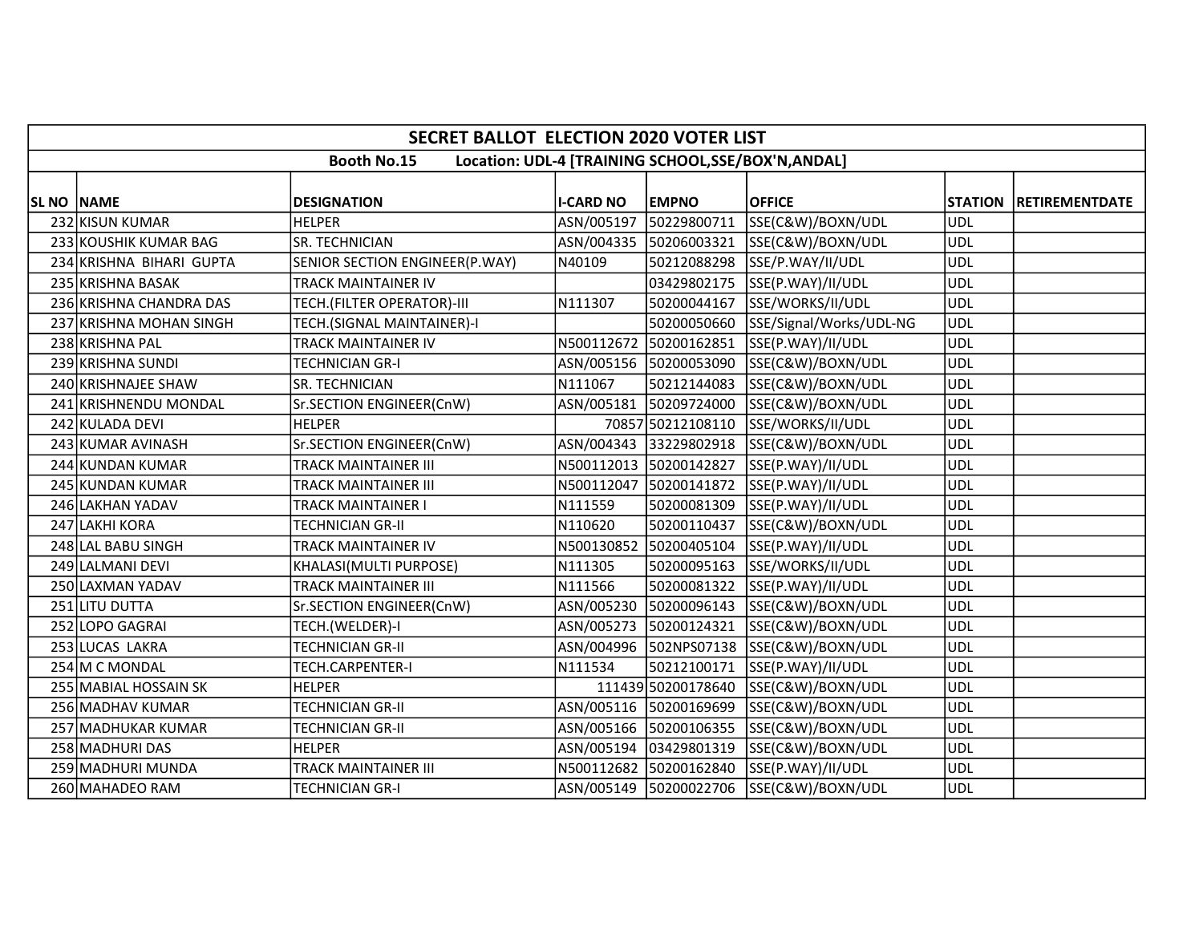| SECRET BALLOT ELECTION 2020 VOTER LIST | | | | | | | |
|---|---|---|---|---|---|---|---|
| Booth No.15 Location: UDL-4 [TRAINING SCHOOL,SSE/BOX'N,ANDAL] | | | | | | | |
| SL NO | NAME | DESIGNATION | I-CARD NO | EMPNO | OFFICE | STATION | RETIREMENTDATE |
| 232 | KISUN KUMAR | HELPER | ASN/005197 | 50229800711 | SSE(C&W)/BOXN/UDL | UDL | |
| 233 | KOUSHIK KUMAR BAG | SR. TECHNICIAN | ASN/004335 | 50206003321 | SSE(C&W)/BOXN/UDL | UDL | |
| 234 | KRISHNA BIHARI GUPTA | SENIOR SECTION ENGINEER(P.WAY) | N40109 | 50212088298 | SSE/P.WAY/II/UDL | UDL | |
| 235 | KRISHNA BASAK | TRACK MAINTAINER IV | | 03429802175 | SSE(P.WAY)/II/UDL | UDL | |
| 236 | KRISHNA CHANDRA DAS | TECH.(FILTER OPERATOR)-III | N111307 | 50200044167 | SSE/WORKS/II/UDL | UDL | |
| 237 | KRISHNA MOHAN SINGH | TECH.(SIGNAL MAINTAINER)-I | | 50200050660 | SSE/Signal/Works/UDL-NG | UDL | |
| 238 | KRISHNA PAL | TRACK MAINTAINER IV | N500112672 | 50200162851 | SSE(P.WAY)/II/UDL | UDL | |
| 239 | KRISHNA SUNDI | TECHNICIAN GR-I | ASN/005156 | 50200053090 | SSE(C&W)/BOXN/UDL | UDL | |
| 240 | KRISHNAJEE SHAW | SR. TECHNICIAN | N111067 | 50212144083 | SSE(C&W)/BOXN/UDL | UDL | |
| 241 | KRISHNENDU MONDAL | Sr.SECTION ENGINEER(CnW) | ASN/005181 | 50209724000 | SSE(C&W)/BOXN/UDL | UDL | |
| 242 | KULADA DEVI | HELPER | 70857 | 50212108110 | SSE/WORKS/II/UDL | UDL | |
| 243 | KUMAR AVINASH | Sr.SECTION ENGINEER(CnW) | ASN/004343 | 33229802918 | SSE(C&W)/BOXN/UDL | UDL | |
| 244 | KUNDAN KUMAR | TRACK MAINTAINER III | N500112013 | 50200142827 | SSE(P.WAY)/II/UDL | UDL | |
| 245 | KUNDAN KUMAR | TRACK MAINTAINER III | N500112047 | 50200141872 | SSE(P.WAY)/II/UDL | UDL | |
| 246 | LAKHAN YADAV | TRACK MAINTAINER I | N111559 | 50200081309 | SSE(P.WAY)/II/UDL | UDL | |
| 247 | LAKHI KORA | TECHNICIAN GR-II | N110620 | 50200110437 | SSE(C&W)/BOXN/UDL | UDL | |
| 248 | LAL BABU SINGH | TRACK MAINTAINER IV | N500130852 | 50200405104 | SSE(P.WAY)/II/UDL | UDL | |
| 249 | LALMANI DEVI | KHALASI(MULTI PURPOSE) | N111305 | 50200095163 | SSE/WORKS/II/UDL | UDL | |
| 250 | LAXMAN YADAV | TRACK MAINTAINER III | N111566 | 50200081322 | SSE(P.WAY)/II/UDL | UDL | |
| 251 | LITU DUTTA | Sr.SECTION ENGINEER(CnW) | ASN/005230 | 50200096143 | SSE(C&W)/BOXN/UDL | UDL | |
| 252 | LOPO GAGRAI | TECH.(WELDER)-I | ASN/005273 | 50200124321 | SSE(C&W)/BOXN/UDL | UDL | |
| 253 | LUCAS LAKRA | TECHNICIAN GR-II | ASN/004996 | 502NPS07138 | SSE(C&W)/BOXN/UDL | UDL | |
| 254 | M C MONDAL | TECH.CARPENTER-I | N111534 | 50212100171 | SSE(P.WAY)/II/UDL | UDL | |
| 255 | MABIAL HOSSAIN SK | HELPER | 111439 | 50200178640 | SSE(C&W)/BOXN/UDL | UDL | |
| 256 | MADHAV KUMAR | TECHNICIAN GR-II | ASN/005116 | 50200169699 | SSE(C&W)/BOXN/UDL | UDL | |
| 257 | MADHUKAR KUMAR | TECHNICIAN GR-II | ASN/005166 | 50200106355 | SSE(C&W)/BOXN/UDL | UDL | |
| 258 | MADHURI DAS | HELPER | ASN/005194 | 03429801319 | SSE(C&W)/BOXN/UDL | UDL | |
| 259 | MADHURI MUNDA | TRACK MAINTAINER III | N500112682 | 50200162840 | SSE(P.WAY)/II/UDL | UDL | |
| 260 | MAHADEO RAM | TECHNICIAN GR-I | ASN/005149 | 50200022706 | SSE(C&W)/BOXN/UDL | UDL | |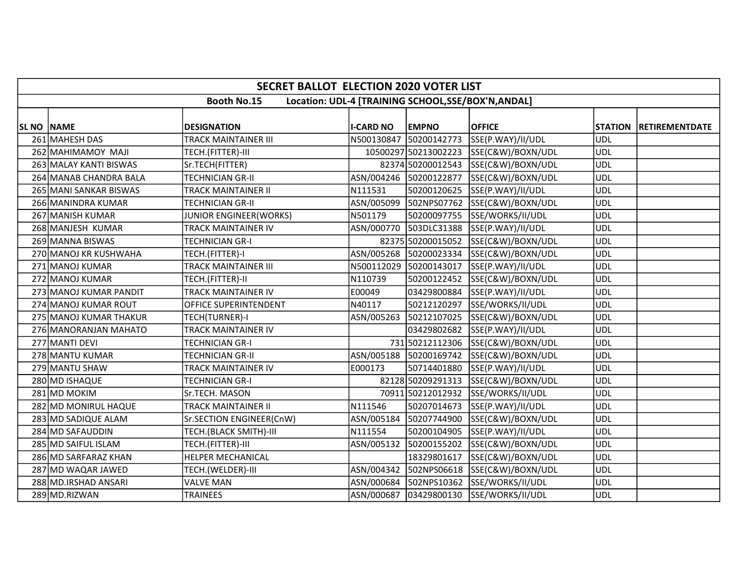# SECRET BALLOT ELECTION 2020 VOTER LIST

**Booth No.15 Location: UDL-4 [TRAINING SCHOOL,SSE/BOX'N,ANDAL]**

| SL NO | NAME | DESIGNATION | I-CARD NO | EMPNO | OFFICE | STATION | RETIREMENTDATE |
|---|---|---|---|---|---|---|---|
| 261 | MAHESH DAS | TRACK MAINTAINER III | N500130847 | 50200142773 | SSE(P.WAY)/II/UDL | UDL | |
| 262 | MAHIMAMOY MAJI | TECH.(FITTER)-III | 10500297 | 50213002223 | SSE(C&W)/BOXN/UDL | UDL | |
| 263 | MALAY KANTI BISWAS | Sr.TECH(FITTER) | 82374 | 50200012543 | SSE(C&W)/BOXN/UDL | UDL | |
| 264 | MANAB CHANDRA BALA | TECHNICIAN GR-II | ASN/004246 | 50200122877 | SSE(C&W)/BOXN/UDL | UDL | |
| 265 | MANI SANKAR BISWAS | TRACK MAINTAINER II | N111531 | 50200120625 | SSE(P.WAY)/II/UDL | UDL | |
| 266 | MANINDRA KUMAR | TECHNICIAN GR-II | ASN/005099 | 502NPS07762 | SSE(C&W)/BOXN/UDL | UDL | |
| 267 | MANISH KUMAR | JUNIOR ENGINEER(WORKS) | N501179 | 50200097755 | SSE/WORKS/II/UDL | UDL | |
| 268 | MANJESH KUMAR | TRACK MAINTAINER IV | ASN/000770 | 503DLC31388 | SSE(P.WAY)/II/UDL | UDL | |
| 269 | MANNA BISWAS | TECHNICIAN GR-I | 82375 | 50200015052 | SSE(C&W)/BOXN/UDL | UDL | |
| 270 | MANOJ KR KUSHWAHA | TECH.(FITTER)-I | ASN/005268 | 50200023334 | SSE(C&W)/BOXN/UDL | UDL | |
| 271 | MANOJ KUMAR | TRACK MAINTAINER III | N500112029 | 50200143017 | SSE(P.WAY)/II/UDL | UDL | |
| 272 | MANOJ KUMAR | TECH.(FITTER)-II | N110739 | 50200122452 | SSE(C&W)/BOXN/UDL | UDL | |
| 273 | MANOJ KUMAR PANDIT | TRACK MAINTAINER IV | E00049 | 03429800884 | SSE(P.WAY)/II/UDL | UDL | |
| 274 | MANOJ KUMAR ROUT | OFFICE SUPERINTENDENT | N40117 | 50212120297 | SSE/WORKS/II/UDL | UDL | |
| 275 | MANOJ KUMAR THAKUR | TECH(TURNER)-I | ASN/005263 | 50212107025 | SSE(C&W)/BOXN/UDL | UDL | |
| 276 | MANORANJAN MAHATO | TRACK MAINTAINER IV | | 03429802682 | SSE(P.WAY)/II/UDL | UDL | |
| 277 | MANTI DEVI | TECHNICIAN GR-I | 731 | 50212112306 | SSE(C&W)/BOXN/UDL | UDL | |
| 278 | MANTU KUMAR | TECHNICIAN GR-II | ASN/005188 | 50200169742 | SSE(C&W)/BOXN/UDL | UDL | |
| 279 | MANTU SHAW | TRACK MAINTAINER IV | E000173 | 50714401880 | SSE(P.WAY)/II/UDL | UDL | |
| 280 | MD ISHAQUE | TECHNICIAN GR-I | 82128 | 50209291313 | SSE(C&W)/BOXN/UDL | UDL | |
| 281 | MD MOKIM | Sr.TECH. MASON | 70911 | 50212012932 | SSE/WORKS/II/UDL | UDL | |
| 282 | MD MONIRUL HAQUE | TRACK MAINTAINER II | N111546 | 50207014673 | SSE(P.WAY)/II/UDL | UDL | |
| 283 | MD SADIQUE ALAM | Sr.SECTION ENGINEER(CnW) | ASN/005184 | 50207744900 | SSE(C&W)/BOXN/UDL | UDL | |
| 284 | MD SAFAUDDIN | TECH.(BLACK SMITH)-III | N111554 | 50200104905 | SSE(P.WAY)/II/UDL | UDL | |
| 285 | MD SAIFUL ISLAM | TECH.(FITTER)-III | ASN/005132 | 50200155202 | SSE(C&W)/BOXN/UDL | UDL | |
| 286 | MD SARFARAZ KHAN | HELPER MECHANICAL | | 18329801617 | SSE(C&W)/BOXN/UDL | UDL | |
| 287 | MD WAQAR JAWED | TECH.(WELDER)-III | ASN/004342 | 502NPS06618 | SSE(C&W)/BOXN/UDL | UDL | |
| 288 | MD.IRSHAD ANSARI | VALVE MAN | ASN/000684 | 502NPS10362 | SSE/WORKS/II/UDL | UDL | |
| 289 | MD.RIZWAN | TRAINEES | ASN/000687 | 03429800130 | SSE/WORKS/II/UDL | UDL | |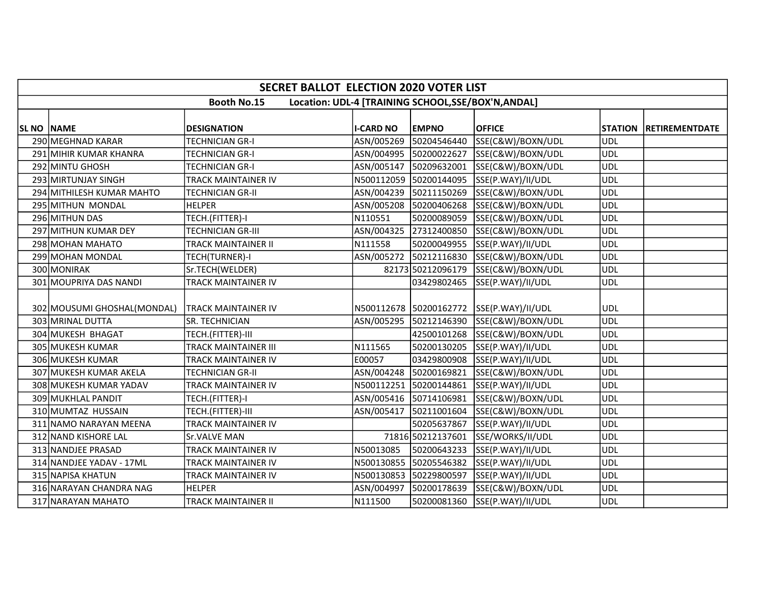| SECRET BALLOT ELECTION 2020 VOTER LIST | | | | | | | |
|---|---|---|---|---|---|---|---|
| Booth No.15 Location: UDL-4 [TRAINING SCHOOL,SSE/BOX'N,ANDAL] | | | | | | | |
| SL NO | NAME | DESIGNATION | I-CARD NO | EMPNO | OFFICE | STATION | RETIREMENTDATE |
| 290 | MEGHNAD KARAR | TECHNICIAN GR-I | ASN/005269 | 50204546440 | SSE(C&W)/BOXN/UDL | UDL | |
| 291 | MIHIR KUMAR KHANRA | TECHNICIAN GR-I | ASN/004995 | 50200022627 | SSE(C&W)/BOXN/UDL | UDL | |
| 292 | MINTU GHOSH | TECHNICIAN GR-I | ASN/005147 | 50209632001 | SSE(C&W)/BOXN/UDL | UDL | |
| 293 | MIRTUNJAY SINGH | TRACK MAINTAINER IV | N500112059 | 50200144095 | SSE(P.WAY)/II/UDL | UDL | |
| 294 | MITHILESH KUMAR MAHTO | TECHNICIAN GR-II | ASN/004239 | 50211150269 | SSE(C&W)/BOXN/UDL | UDL | |
| 295 | MITHUN MONDAL | HELPER | ASN/005208 | 50200406268 | SSE(C&W)/BOXN/UDL | UDL | |
| 296 | MITHUN DAS | TECH.(FITTER)-I | N110551 | 50200089059 | SSE(C&W)/BOXN/UDL | UDL | |
| 297 | MITHUN KUMAR DEY | TECHNICIAN GR-III | ASN/004325 | 27312400850 | SSE(C&W)/BOXN/UDL | UDL | |
| 298 | MOHAN MAHATO | TRACK MAINTAINER II | N111558 | 50200049955 | SSE(P.WAY)/II/UDL | UDL | |
| 299 | MOHAN MONDAL | TECH(TURNER)-I | ASN/005272 | 50212116830 | SSE(C&W)/BOXN/UDL | UDL | |
| 300 | MONIRAK | Sr.TECH(WELDER) | 82173 | 50212096179 | SSE(C&W)/BOXN/UDL | UDL | |
| 301 | MOUPRIYA DAS NANDI | TRACK MAINTAINER IV | | 03429802465 | SSE(P.WAY)/II/UDL | UDL | |
| 302 | MOUSUMI GHOSHAL(MONDAL) | TRACK MAINTAINER IV | N500112678 | 50200162772 | SSE(P.WAY)/II/UDL | UDL | |
| 303 | MRINAL DUTTA | SR. TECHNICIAN | ASN/005295 | 50212146390 | SSE(C&W)/BOXN/UDL | UDL | |
| 304 | MUKESH BHAGAT | TECH.(FITTER)-III | | 42500101268 | SSE(C&W)/BOXN/UDL | UDL | |
| 305 | MUKESH KUMAR | TRACK MAINTAINER III | N111565 | 50200130205 | SSE(P.WAY)/II/UDL | UDL | |
| 306 | MUKESH KUMAR | TRACK MAINTAINER IV | E00057 | 03429800908 | SSE(P.WAY)/II/UDL | UDL | |
| 307 | MUKESH KUMAR AKELA | TECHNICIAN GR-II | ASN/004248 | 50200169821 | SSE(C&W)/BOXN/UDL | UDL | |
| 308 | MUKESH KUMAR YADAV | TRACK MAINTAINER IV | N500112251 | 50200144861 | SSE(P.WAY)/II/UDL | UDL | |
| 309 | MUKHLAL PANDIT | TECH.(FITTER)-I | ASN/005416 | 50714106981 | SSE(C&W)/BOXN/UDL | UDL | |
| 310 | MUMTAZ HUSSAIN | TECH.(FITTER)-III | ASN/005417 | 50211001604 | SSE(C&W)/BOXN/UDL | UDL | |
| 311 | NAMO NARAYAN MEENA | TRACK MAINTAINER IV | | 50205637867 | SSE(P.WAY)/II/UDL | UDL | |
| 312 | NAND KISHORE LAL | Sr.VALVE MAN | 71816 | 50212137601 | SSE/WORKS/II/UDL | UDL | |
| 313 | NANDJEE PRASAD | TRACK MAINTAINER IV | N50013085 | 50200643233 | SSE(P.WAY)/II/UDL | UDL | |
| 314 | NANDJEE YADAV - 17ML | TRACK MAINTAINER IV | N500130855 | 50205546382 | SSE(P.WAY)/II/UDL | UDL | |
| 315 | NAPISA KHATUN | TRACK MAINTAINER IV | N500130853 | 50229800597 | SSE(P.WAY)/II/UDL | UDL | |
| 316 | NARAYAN CHANDRA NAG | HELPER | ASN/004997 | 50200178639 | SSE(C&W)/BOXN/UDL | UDL | |
| 317 | NARAYAN MAHATO | TRACK MAINTAINER II | N111500 | 50200081360 | SSE(P.WAY)/II/UDL | UDL | |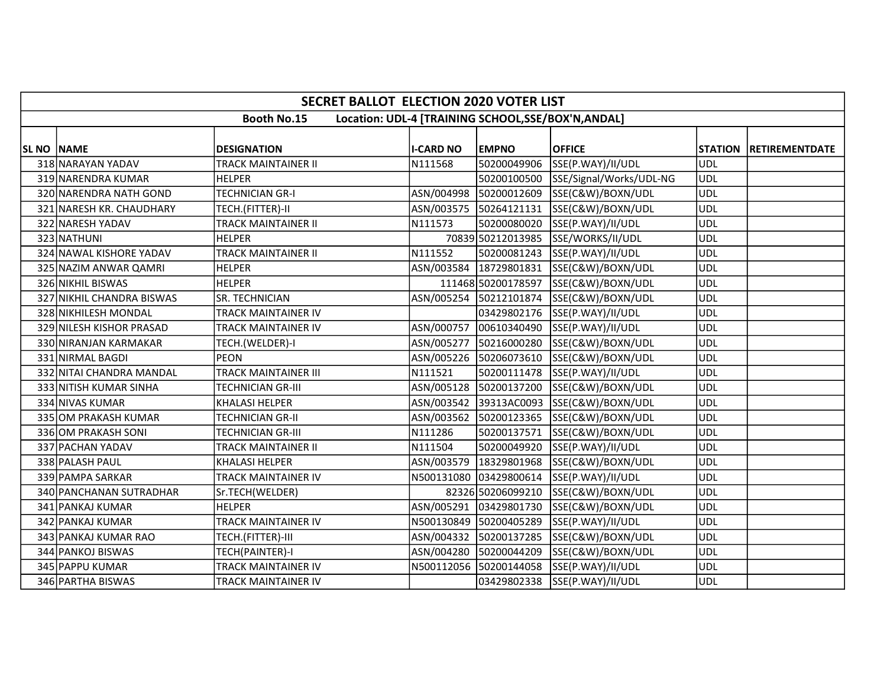| SECRET BALLOT ELECTION 2020 VOTER LIST | | | | | | | |
|---|---|---|---|---|---|---|---|
| Booth No.15 Location: UDL-4 [TRAINING SCHOOL,SSE/BOX'N,ANDAL] | | | | | | | |
| SL NO | NAME | DESIGNATION | I-CARD NO | EMPNO | OFFICE | STATION | RETIREMENTDATE |
| 318 | NARAYAN YADAV | TRACK MAINTAINER II | N111568 | 50200049906 | SSE(P.WAY)/II/UDL | UDL | |
| 319 | NARENDRA KUMAR | HELPER | | 50200100500 | SSE/Signal/Works/UDL-NG | UDL | |
| 320 | NARENDRA NATH GOND | TECHNICIAN GR-I | ASN/004998 | 50200012609 | SSE(C&W)/BOXN/UDL | UDL | |
| 321 | NARESH KR. CHAUDHARY | TECH.(FITTER)-II | ASN/003575 | 50264121131 | SSE(C&W)/BOXN/UDL | UDL | |
| 322 | NARESH YADAV | TRACK MAINTAINER II | N111573 | 50200080020 | SSE(P.WAY)/II/UDL | UDL | |
| 323 | NATHUNI | HELPER | 70839 | 50212013985 | SSE/WORKS/II/UDL | UDL | |
| 324 | NAWAL KISHORE YADAV | TRACK MAINTAINER II | N111552 | 50200081243 | SSE(P.WAY)/II/UDL | UDL | |
| 325 | NAZIM ANWAR QAMRI | HELPER | ASN/003584 | 18729801831 | SSE(C&W)/BOXN/UDL | UDL | |
| 326 | NIKHIL BISWAS | HELPER | 111468 | 50200178597 | SSE(C&W)/BOXN/UDL | UDL | |
| 327 | NIKHIL CHANDRA BISWAS | SR. TECHNICIAN | ASN/005254 | 50212101874 | SSE(C&W)/BOXN/UDL | UDL | |
| 328 | NIKHILESH MONDAL | TRACK MAINTAINER IV | | 03429802176 | SSE(P.WAY)/II/UDL | UDL | |
| 329 | NILESH KISHOR PRASAD | TRACK MAINTAINER IV | ASN/000757 | 00610340490 | SSE(P.WAY)/II/UDL | UDL | |
| 330 | NIRANJAN KARMAKAR | TECH.(WELDER)-I | ASN/005277 | 50216000280 | SSE(C&W)/BOXN/UDL | UDL | |
| 331 | NIRMAL BAGDI | PEON | ASN/005226 | 50206073610 | SSE(C&W)/BOXN/UDL | UDL | |
| 332 | NITAI CHANDRA MANDAL | TRACK MAINTAINER III | N111521 | 50200111478 | SSE(P.WAY)/II/UDL | UDL | |
| 333 | NITISH KUMAR SINHA | TECHNICIAN GR-III | ASN/005128 | 50200137200 | SSE(C&W)/BOXN/UDL | UDL | |
| 334 | NIVAS KUMAR | KHALASI HELPER | ASN/003542 | 39313AC0093 | SSE(C&W)/BOXN/UDL | UDL | |
| 335 | OM PRAKASH KUMAR | TECHNICIAN GR-II | ASN/003562 | 50200123365 | SSE(C&W)/BOXN/UDL | UDL | |
| 336 | OM PRAKASH SONI | TECHNICIAN GR-III | N111286 | 50200137571 | SSE(C&W)/BOXN/UDL | UDL | |
| 337 | PACHAN YADAV | TRACK MAINTAINER II | N111504 | 50200049920 | SSE(P.WAY)/II/UDL | UDL | |
| 338 | PALASH PAUL | KHALASI HELPER | ASN/003579 | 18329801968 | SSE(C&W)/BOXN/UDL | UDL | |
| 339 | PAMPA SARKAR | TRACK MAINTAINER IV | N500131080 | 03429800614 | SSE(P.WAY)/II/UDL | UDL | |
| 340 | PANCHANAN SUTRADHAR | Sr.TECH(WELDER) | 82326 | 50206099210 | SSE(C&W)/BOXN/UDL | UDL | |
| 341 | PANKAJ KUMAR | HELPER | ASN/005291 | 03429801730 | SSE(C&W)/BOXN/UDL | UDL | |
| 342 | PANKAJ KUMAR | TRACK MAINTAINER IV | N500130849 | 50200405289 | SSE(P.WAY)/II/UDL | UDL | |
| 343 | PANKAJ KUMAR RAO | TECH.(FITTER)-III | ASN/004332 | 50200137285 | SSE(C&W)/BOXN/UDL | UDL | |
| 344 | PANKOJ BISWAS | TECH(PAINTER)-I | ASN/004280 | 50200044209 | SSE(C&W)/BOXN/UDL | UDL | |
| 345 | PAPPU KUMAR | TRACK MAINTAINER IV | N500112056 | 50200144058 | SSE(P.WAY)/II/UDL | UDL | |
| 346 | PARTHA BISWAS | TRACK MAINTAINER IV | | 03429802338 | SSE(P.WAY)/II/UDL | UDL | |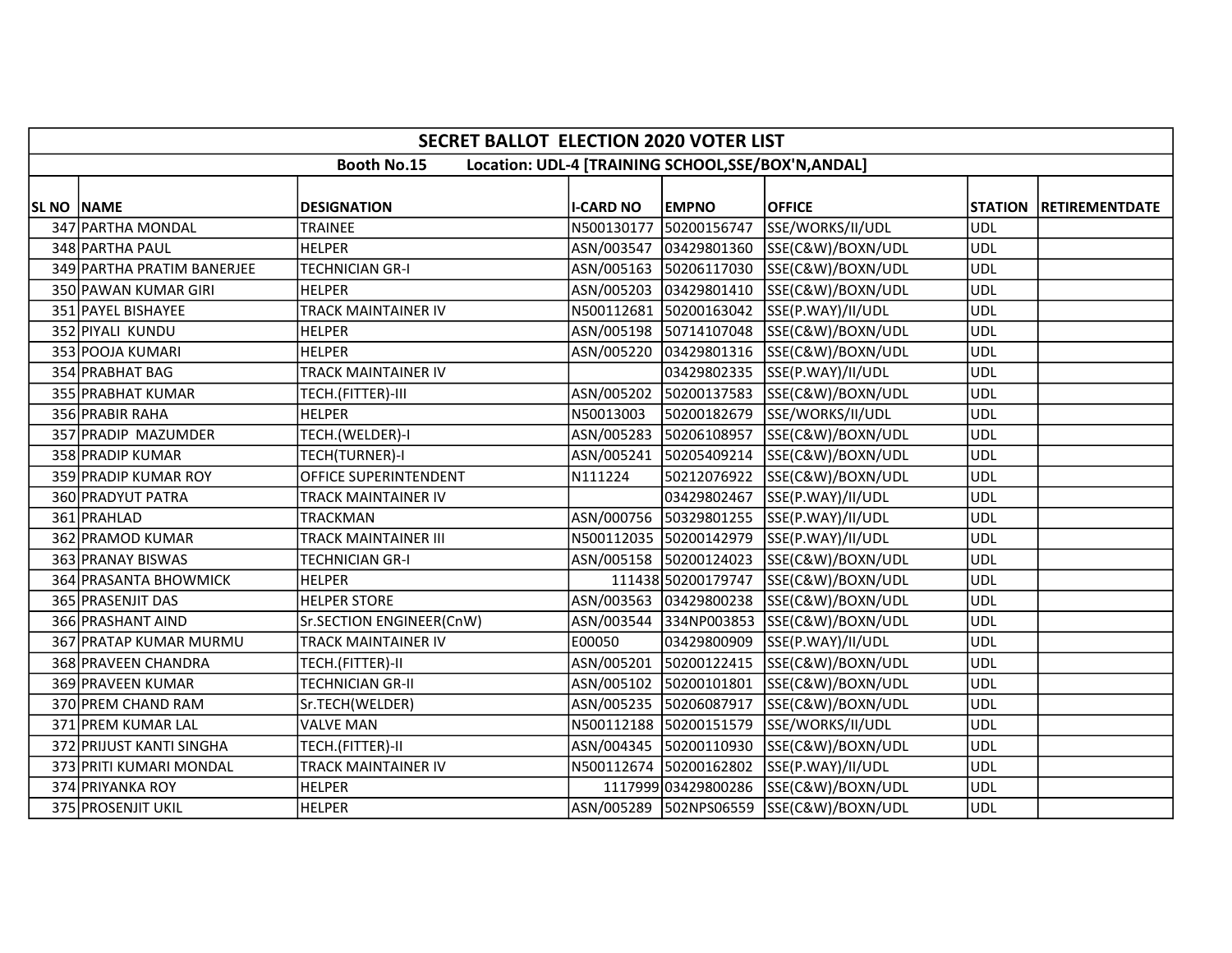| SECRET BALLOT ELECTION 2020 VOTER LIST | | | | | | | |
|---|---|---|---|---|---|---|---|
| Booth No.15 Location: UDL-4 [TRAINING SCHOOL,SSE/BOX'N,ANDAL] | | | | | | | |
| SL NO | NAME | DESIGNATION | I-CARD NO | EMPNO | OFFICE | STATION | RETIREMENTDATE |
| 347 | PARTHA MONDAL | TRAINEE | N500130177 | 50200156747 | SSE/WORKS/II/UDL | UDL | |
| 348 | PARTHA PAUL | HELPER | ASN/003547 | 03429801360 | SSE(C&W)/BOXN/UDL | UDL | |
| 349 | PARTHA PRATIM BANERJEE | TECHNICIAN GR-I | ASN/005163 | 50206117030 | SSE(C&W)/BOXN/UDL | UDL | |
| 350 | PAWAN KUMAR GIRI | HELPER | ASN/005203 | 03429801410 | SSE(C&W)/BOXN/UDL | UDL | |
| 351 | PAYEL BISHAYEE | TRACK MAINTAINER IV | N500112681 | 50200163042 | SSE(P.WAY)/II/UDL | UDL | |
| 352 | PIYALI KUNDU | HELPER | ASN/005198 | 50714107048 | SSE(C&W)/BOXN/UDL | UDL | |
| 353 | POOJA KUMARI | HELPER | ASN/005220 | 03429801316 | SSE(C&W)/BOXN/UDL | UDL | |
| 354 | PRABHAT BAG | TRACK MAINTAINER IV | | 03429802335 | SSE(P.WAY)/II/UDL | UDL | |
| 355 | PRABHAT KUMAR | TECH.(FITTER)-III | ASN/005202 | 50200137583 | SSE(C&W)/BOXN/UDL | UDL | |
| 356 | PRABIR RAHA | HELPER | N50013003 | 50200182679 | SSE/WORKS/II/UDL | UDL | |
| 357 | PRADIP MAZUMDER | TECH.(WELDER)-I | ASN/005283 | 50206108957 | SSE(C&W)/BOXN/UDL | UDL | |
| 358 | PRADIP KUMAR | TECH(TURNER)-I | ASN/005241 | 50205409214 | SSE(C&W)/BOXN/UDL | UDL | |
| 359 | PRADIP KUMAR ROY | OFFICE SUPERINTENDENT | N111224 | 50212076922 | SSE(C&W)/BOXN/UDL | UDL | |
| 360 | PRADYUT PATRA | TRACK MAINTAINER IV | | 03429802467 | SSE(P.WAY)/II/UDL | UDL | |
| 361 | PRAHLAD | TRACKMAN | ASN/000756 | 50329801255 | SSE(P.WAY)/II/UDL | UDL | |
| 362 | PRAMOD KUMAR | TRACK MAINTAINER III | N500112035 | 50200142979 | SSE(P.WAY)/II/UDL | UDL | |
| 363 | PRANAY BISWAS | TECHNICIAN GR-I | ASN/005158 | 50200124023 | SSE(C&W)/BOXN/UDL | UDL | |
| 364 | PRASANTA BHOWMICK | HELPER | 111438 | 50200179747 | SSE(C&W)/BOXN/UDL | UDL | |
| 365 | PRASENJIT DAS | HELPER STORE | ASN/003563 | 03429800238 | SSE(C&W)/BOXN/UDL | UDL | |
| 366 | PRASHANT AIND | Sr.SECTION ENGINEER(CnW) | ASN/003544 | 334NP003853 | SSE(C&W)/BOXN/UDL | UDL | |
| 367 | PRATAP KUMAR MURMU | TRACK MAINTAINER IV | E00050 | 03429800909 | SSE(P.WAY)/II/UDL | UDL | |
| 368 | PRAVEEN CHANDRA | TECH.(FITTER)-II | ASN/005201 | 50200122415 | SSE(C&W)/BOXN/UDL | UDL | |
| 369 | PRAVEEN KUMAR | TECHNICIAN GR-II | ASN/005102 | 50200101801 | SSE(C&W)/BOXN/UDL | UDL | |
| 370 | PREM CHAND RAM | Sr.TECH(WELDER) | ASN/005235 | 50206087917 | SSE(C&W)/BOXN/UDL | UDL | |
| 371 | PREM KUMAR LAL | VALVE MAN | N500112188 | 50200151579 | SSE/WORKS/II/UDL | UDL | |
| 372 | PRIJUST KANTI SINGHA | TECH.(FITTER)-II | ASN/004345 | 50200110930 | SSE(C&W)/BOXN/UDL | UDL | |
| 373 | PRITI KUMARI MONDAL | TRACK MAINTAINER IV | N500112674 | 50200162802 | SSE(P.WAY)/II/UDL | UDL | |
| 374 | PRIYANKA ROY | HELPER | 1117999 | 03429800286 | SSE(C&W)/BOXN/UDL | UDL | |
| 375 | PROSENJIT UKIL | HELPER | ASN/005289 | 502NPS06559 | SSE(C&W)/BOXN/UDL | UDL | |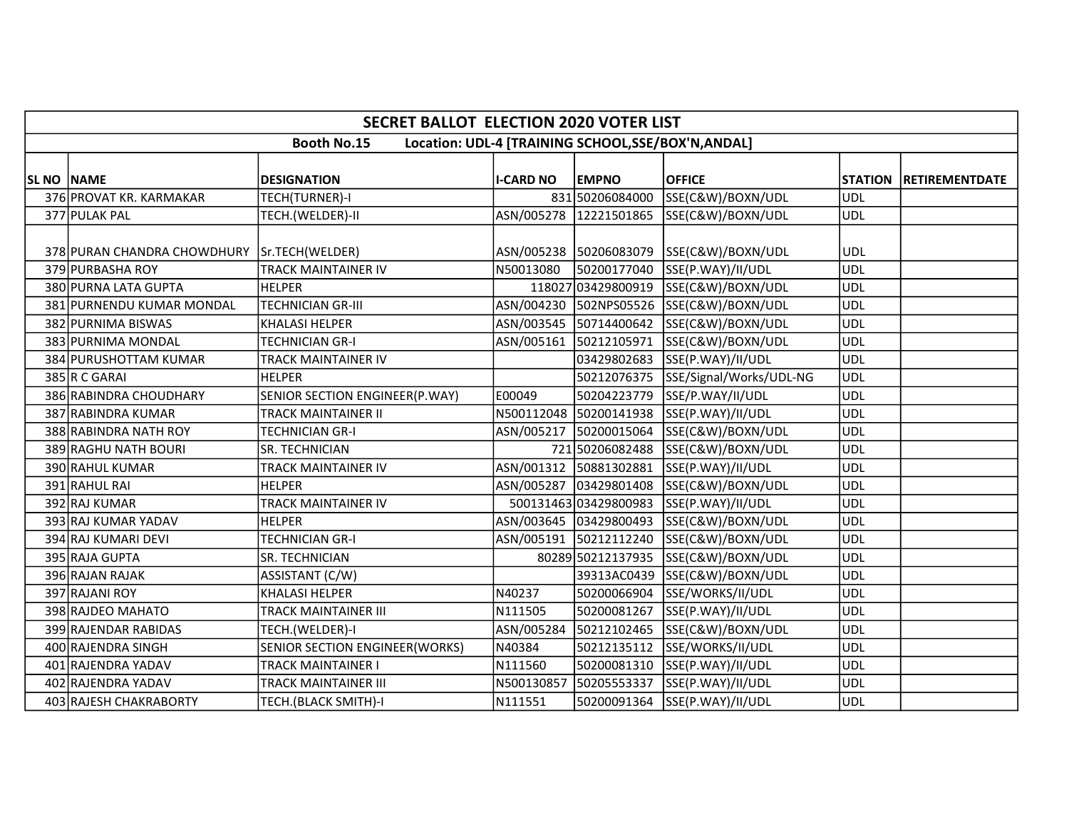# SECRET BALLOT ELECTION 2020 VOTER LIST

**Booth No.15 Location: UDL-4 [TRAINING SCHOOL,SSE/BOX'N,ANDAL]**

| SL NO | NAME | DESIGNATION | I-CARD NO | EMPNO | OFFICE | STATION | RETIREMENTDATE |
|---|---|---|---|---|---|---|---|
| 376 | PROVAT KR. KARMAKAR | TECH(TURNER)-I | 831 | 50206084000 | SSE(C&W)/BOXN/UDL | UDL | |
| 377 | PULAK PAL | TECH.(WELDER)-II | ASN/005278 | 12221501865 | SSE(C&W)/BOXN/UDL | UDL | |
| 378 | PURAN CHANDRA CHOWDHURY | Sr.TECH(WELDER) | ASN/005238 | 50206083079 | SSE(C&W)/BOXN/UDL | UDL | |
| 379 | PURBASHA ROY | TRACK MAINTAINER IV | N50013080 | 50200177040 | SSE(P.WAY)/II/UDL | UDL | |
| 380 | PURNA LATA GUPTA | HELPER | 118027 | 03429800919 | SSE(C&W)/BOXN/UDL | UDL | |
| 381 | PURNENDU KUMAR MONDAL | TECHNICIAN GR-III | ASN/004230 | 502NPS05526 | SSE(C&W)/BOXN/UDL | UDL | |
| 382 | PURNIMA BISWAS | KHALASI HELPER | ASN/003545 | 50714400642 | SSE(C&W)/BOXN/UDL | UDL | |
| 383 | PURNIMA MONDAL | TECHNICIAN GR-I | ASN/005161 | 50212105971 | SSE(C&W)/BOXN/UDL | UDL | |
| 384 | PURUSHOTTAM KUMAR | TRACK MAINTAINER IV | | 03429802683 | SSE(P.WAY)/II/UDL | UDL | |
| 385 | R C GARAI | HELPER | | 50212076375 | SSE/Signal/Works/UDL-NG | UDL | |
| 386 | RABINDRA CHOUDHARY | SENIOR SECTION ENGINEER(P.WAY) | E00049 | 50204223779 | SSE/P.WAY/II/UDL | UDL | |
| 387 | RABINDRA KUMAR | TRACK MAINTAINER II | N500112048 | 50200141938 | SSE(P.WAY)/II/UDL | UDL | |
| 388 | RABINDRA NATH ROY | TECHNICIAN GR-I | ASN/005217 | 50200015064 | SSE(C&W)/BOXN/UDL | UDL | |
| 389 | RAGHU NATH BOURI | SR. TECHNICIAN | 721 | 50206082488 | SSE(C&W)/BOXN/UDL | UDL | |
| 390 | RAHUL KUMAR | TRACK MAINTAINER IV | ASN/001312 | 50881302881 | SSE(P.WAY)/II/UDL | UDL | |
| 391 | RAHUL RAI | HELPER | ASN/005287 | 03429801408 | SSE(C&W)/BOXN/UDL | UDL | |
| 392 | RAJ KUMAR | TRACK MAINTAINER IV | 500131463 | 03429800983 | SSE(P.WAY)/II/UDL | UDL | |
| 393 | RAJ KUMAR YADAV | HELPER | ASN/003645 | 03429800493 | SSE(C&W)/BOXN/UDL | UDL | |
| 394 | RAJ KUMARI DEVI | TECHNICIAN GR-I | ASN/005191 | 50212112240 | SSE(C&W)/BOXN/UDL | UDL | |
| 395 | RAJA GUPTA | SR. TECHNICIAN | 80289 | 50212137935 | SSE(C&W)/BOXN/UDL | UDL | |
| 396 | RAJAN RAJAK | ASSISTANT (C/W) | | 39313AC0439 | SSE(C&W)/BOXN/UDL | UDL | |
| 397 | RAJANI ROY | KHALASI HELPER | N40237 | 50200066904 | SSE/WORKS/II/UDL | UDL | |
| 398 | RAJDEO MAHATO | TRACK MAINTAINER III | N111505 | 50200081267 | SSE(P.WAY)/II/UDL | UDL | |
| 399 | RAJENDAR RABIDAS | TECH.(WELDER)-I | ASN/005284 | 50212102465 | SSE(C&W)/BOXN/UDL | UDL | |
| 400 | RAJENDRA SINGH | SENIOR SECTION ENGINEER(WORKS) | N40384 | 50212135112 | SSE/WORKS/II/UDL | UDL | |
| 401 | RAJENDRA YADAV | TRACK MAINTAINER I | N111560 | 50200081310 | SSE(P.WAY)/II/UDL | UDL | |
| 402 | RAJENDRA YADAV | TRACK MAINTAINER III | N500130857 | 50205553337 | SSE(P.WAY)/II/UDL | UDL | |
| 403 | RAJESH CHAKRABORTY | TECH.(BLACK SMITH)-I | N111551 | 50200091364 | SSE(P.WAY)/II/UDL | UDL | |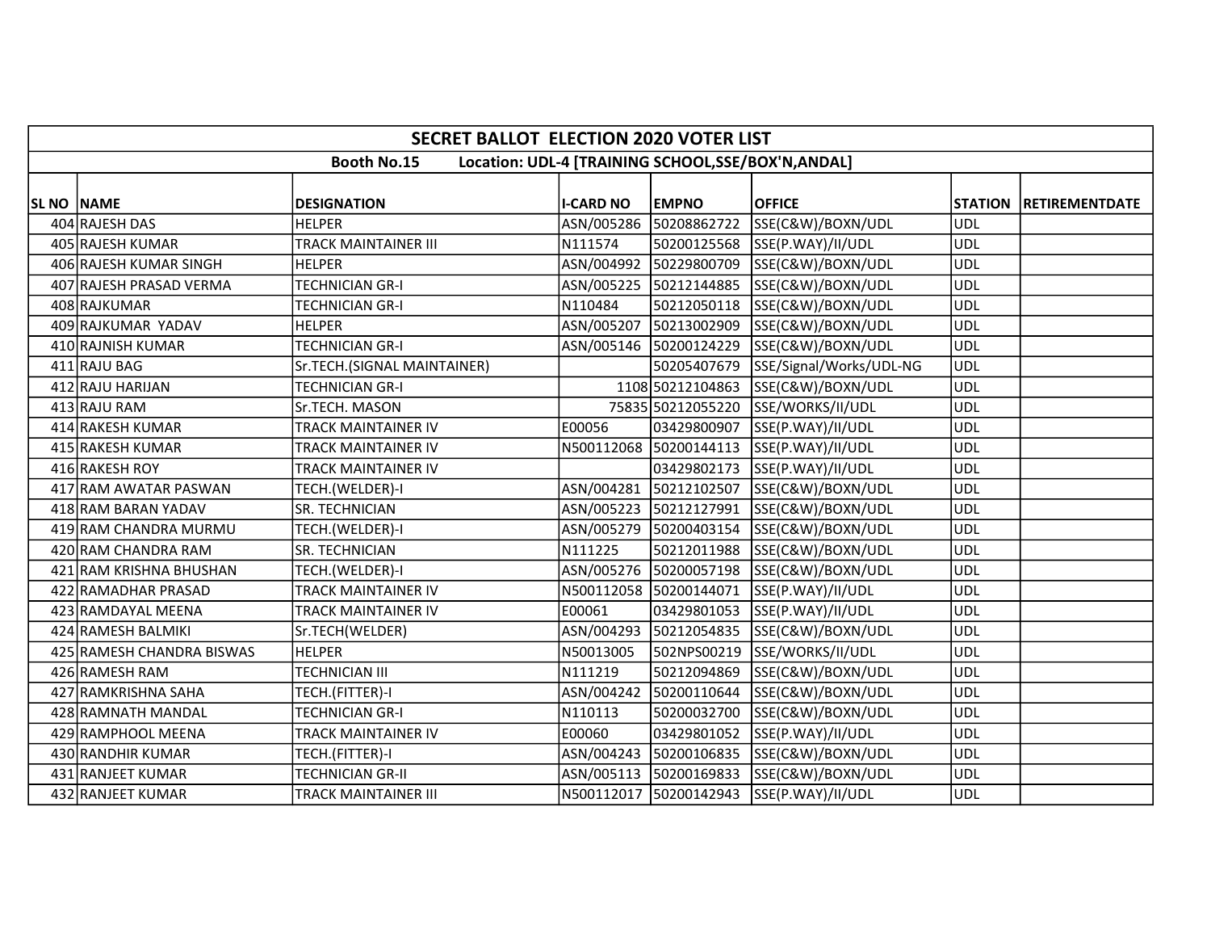## SECRET BALLOT ELECTION 2020 VOTER LIST

**Booth No.15 Location: UDL-4 [TRAINING SCHOOL,SSE/BOX'N,ANDAL]**

| SL NO | NAME | DESIGNATION | I-CARD NO | EMPNO | OFFICE | STATION | RETIREMENTDATE |
|---|---|---|---|---|---|---|---|
| 404 | RAJESH DAS | HELPER | ASN/005286 | 50208862722 | SSE(C&W)/BOXN/UDL | UDL | |
| 405 | RAJESH KUMAR | TRACK MAINTAINER III | N111574 | 50200125568 | SSE(P.WAY)/II/UDL | UDL | |
| 406 | RAJESH KUMAR SINGH | HELPER | ASN/004992 | 50229800709 | SSE(C&W)/BOXN/UDL | UDL | |
| 407 | RAJESH PRASAD VERMA | TECHNICIAN GR-I | ASN/005225 | 50212144885 | SSE(C&W)/BOXN/UDL | UDL | |
| 408 | RAJKUMAR | TECHNICIAN GR-I | N110484 | 50212050118 | SSE(C&W)/BOXN/UDL | UDL | |
| 409 | RAJKUMAR YADAV | HELPER | ASN/005207 | 50213002909 | SSE(C&W)/BOXN/UDL | UDL | |
| 410 | RAJNISH KUMAR | TECHNICIAN GR-I | ASN/005146 | 50200124229 | SSE(C&W)/BOXN/UDL | UDL | |
| 411 | RAJU BAG | Sr.TECH.(SIGNAL MAINTAINER) | | 50205407679 | SSE/Signal/Works/UDL-NG | UDL | |
| 412 | RAJU HARIJAN | TECHNICIAN GR-I | 1108 | 50212104863 | SSE(C&W)/BOXN/UDL | UDL | |
| 413 | RAJU RAM | Sr.TECH. MASON | 75835 | 50212055220 | SSE/WORKS/II/UDL | UDL | |
| 414 | RAKESH KUMAR | TRACK MAINTAINER IV | E00056 | 03429800907 | SSE(P.WAY)/II/UDL | UDL | |
| 415 | RAKESH KUMAR | TRACK MAINTAINER IV | N500112068 | 50200144113 | SSE(P.WAY)/II/UDL | UDL | |
| 416 | RAKESH ROY | TRACK MAINTAINER IV | | 03429802173 | SSE(P.WAY)/II/UDL | UDL | |
| 417 | RAM AWATAR PASWAN | TECH.(WELDER)-I | ASN/004281 | 50212102507 | SSE(C&W)/BOXN/UDL | UDL | |
| 418 | RAM BARAN YADAV | SR. TECHNICIAN | ASN/005223 | 50212127991 | SSE(C&W)/BOXN/UDL | UDL | |
| 419 | RAM CHANDRA MURMU | TECH.(WELDER)-I | ASN/005279 | 50200403154 | SSE(C&W)/BOXN/UDL | UDL | |
| 420 | RAM CHANDRA RAM | SR. TECHNICIAN | N111225 | 50212011988 | SSE(C&W)/BOXN/UDL | UDL | |
| 421 | RAM KRISHNA BHUSHAN | TECH.(WELDER)-I | ASN/005276 | 50200057198 | SSE(C&W)/BOXN/UDL | UDL | |
| 422 | RAMADHAR PRASAD | TRACK MAINTAINER IV | N500112058 | 50200144071 | SSE(P.WAY)/II/UDL | UDL | |
| 423 | RAMDAYAL MEENA | TRACK MAINTAINER IV | E00061 | 03429801053 | SSE(P.WAY)/II/UDL | UDL | |
| 424 | RAMESH BALMIKI | Sr.TECH(WELDER) | ASN/004293 | 50212054835 | SSE(C&W)/BOXN/UDL | UDL | |
| 425 | RAMESH CHANDRA BISWAS | HELPER | N50013005 | 502NPS00219 | SSE/WORKS/II/UDL | UDL | |
| 426 | RAMESH RAM | TECHNICIAN III | N111219 | 50212094869 | SSE(C&W)/BOXN/UDL | UDL | |
| 427 | RAMKRISHNA SAHA | TECH.(FITTER)-I | ASN/004242 | 50200110644 | SSE(C&W)/BOXN/UDL | UDL | |
| 428 | RAMNATH MANDAL | TECHNICIAN GR-I | N110113 | 50200032700 | SSE(C&W)/BOXN/UDL | UDL | |
| 429 | RAMPHOOL MEENA | TRACK MAINTAINER IV | E00060 | 03429801052 | SSE(P.WAY)/II/UDL | UDL | |
| 430 | RANDHIR KUMAR | TECH.(FITTER)-I | ASN/004243 | 50200106835 | SSE(C&W)/BOXN/UDL | UDL | |
| 431 | RANJEET KUMAR | TECHNICIAN GR-II | ASN/005113 | 50200169833 | SSE(C&W)/BOXN/UDL | UDL | |
| 432 | RANJEET KUMAR | TRACK MAINTAINER III | N500112017 | 50200142943 | SSE(P.WAY)/II/UDL | UDL | |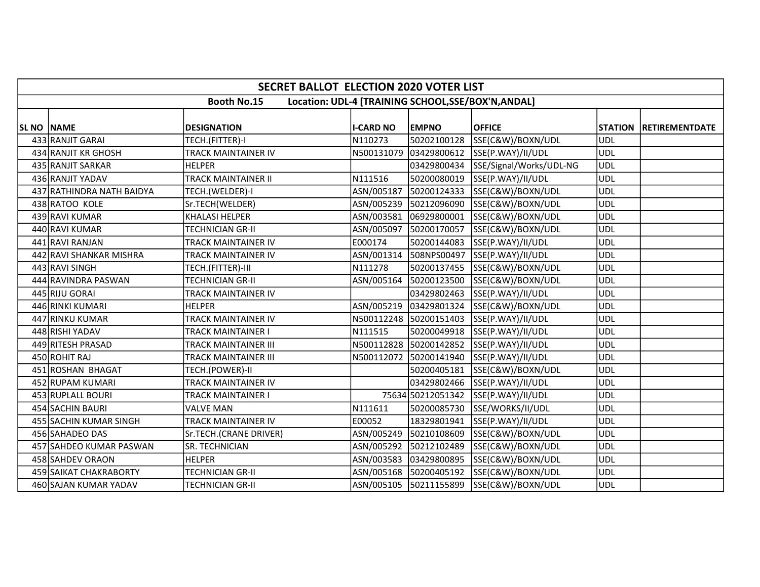## SECRET BALLOT ELECTION 2020 VOTER LIST

**Booth No.15 Location: UDL-4 [TRAINING SCHOOL,SSE/BOX'N,ANDAL]**

| SL NO | NAME | DESIGNATION | I-CARD NO | EMPNO | OFFICE | STATION | RETIREMENTDATE |
|---|---|---|---|---|---|---|---|
| 433 | RANJIT GARAI | TECH.(FITTER)-I | N110273 | 50202100128 | SSE(C&W)/BOXN/UDL | UDL | |
| 434 | RANJIT KR GHOSH | TRACK MAINTAINER IV | N500131079 | 03429800612 | SSE(P.WAY)/II/UDL | UDL | |
| 435 | RANJIT SARKAR | HELPER | | 03429800434 | SSE/Signal/Works/UDL-NG | UDL | |
| 436 | RANJIT YADAV | TRACK MAINTAINER II | N111516 | 50200080019 | SSE(P.WAY)/II/UDL | UDL | |
| 437 | RATHINDRA NATH BAIDYA | TECH.(WELDER)-I | ASN/005187 | 50200124333 | SSE(C&W)/BOXN/UDL | UDL | |
| 438 | RATOO KOLE | Sr.TECH(WELDER) | ASN/005239 | 50212096090 | SSE(C&W)/BOXN/UDL | UDL | |
| 439 | RAVI KUMAR | KHALASI HELPER | ASN/003581 | 06929800001 | SSE(C&W)/BOXN/UDL | UDL | |
| 440 | RAVI KUMAR | TECHNICIAN GR-II | ASN/005097 | 50200170057 | SSE(C&W)/BOXN/UDL | UDL | |
| 441 | RAVI RANJAN | TRACK MAINTAINER IV | E000174 | 50200144083 | SSE(P.WAY)/II/UDL | UDL | |
| 442 | RAVI SHANKAR MISHRA | TRACK MAINTAINER IV | ASN/001314 | 508NPS00497 | SSE(P.WAY)/II/UDL | UDL | |
| 443 | RAVI SINGH | TECH.(FITTER)-III | N111278 | 50200137455 | SSE(C&W)/BOXN/UDL | UDL | |
| 444 | RAVINDRA PASWAN | TECHNICIAN GR-II | ASN/005164 | 50200123500 | SSE(C&W)/BOXN/UDL | UDL | |
| 445 | RIJU GORAI | TRACK MAINTAINER IV | | 03429802463 | SSE(P.WAY)/II/UDL | UDL | |
| 446 | RINKI KUMARI | HELPER | ASN/005219 | 03429801324 | SSE(C&W)/BOXN/UDL | UDL | |
| 447 | RINKU KUMAR | TRACK MAINTAINER IV | N500112248 | 50200151403 | SSE(P.WAY)/II/UDL | UDL | |
| 448 | RISHI YADAV | TRACK MAINTAINER I | N111515 | 50200049918 | SSE(P.WAY)/II/UDL | UDL | |
| 449 | RITESH PRASAD | TRACK MAINTAINER III | N500112828 | 50200142852 | SSE(P.WAY)/II/UDL | UDL | |
| 450 | ROHIT RAJ | TRACK MAINTAINER III | N500112072 | 50200141940 | SSE(P.WAY)/II/UDL | UDL | |
| 451 | ROSHAN BHAGAT | TECH.(POWER)-II | | 50200405181 | SSE(C&W)/BOXN/UDL | UDL | |
| 452 | RUPAM KUMARI | TRACK MAINTAINER IV | | 03429802466 | SSE(P.WAY)/II/UDL | UDL | |
| 453 | RUPLALL BOURI | TRACK MAINTAINER I | 75634 | 50212051342 | SSE(P.WAY)/II/UDL | UDL | |
| 454 | SACHIN BAURI | VALVE MAN | N111611 | 50200085730 | SSE/WORKS/II/UDL | UDL | |
| 455 | SACHIN KUMAR SINGH | TRACK MAINTAINER IV | E00052 | 18329801941 | SSE(P.WAY)/II/UDL | UDL | |
| 456 | SAHADEO DAS | Sr.TECH.(CRANE DRIVER) | ASN/005249 | 50210108609 | SSE(C&W)/BOXN/UDL | UDL | |
| 457 | SAHDEO KUMAR PASWAN | SR. TECHNICIAN | ASN/005292 | 50212102489 | SSE(C&W)/BOXN/UDL | UDL | |
| 458 | SAHDEV ORAON | HELPER | ASN/003583 | 03429800895 | SSE(C&W)/BOXN/UDL | UDL | |
| 459 | SAIKAT CHAKRABORTY | TECHNICIAN GR-II | ASN/005168 | 50200405192 | SSE(C&W)/BOXN/UDL | UDL | |
| 460 | SAJAN KUMAR YADAV | TECHNICIAN GR-II | ASN/005105 | 50211155899 | SSE(C&W)/BOXN/UDL | UDL | |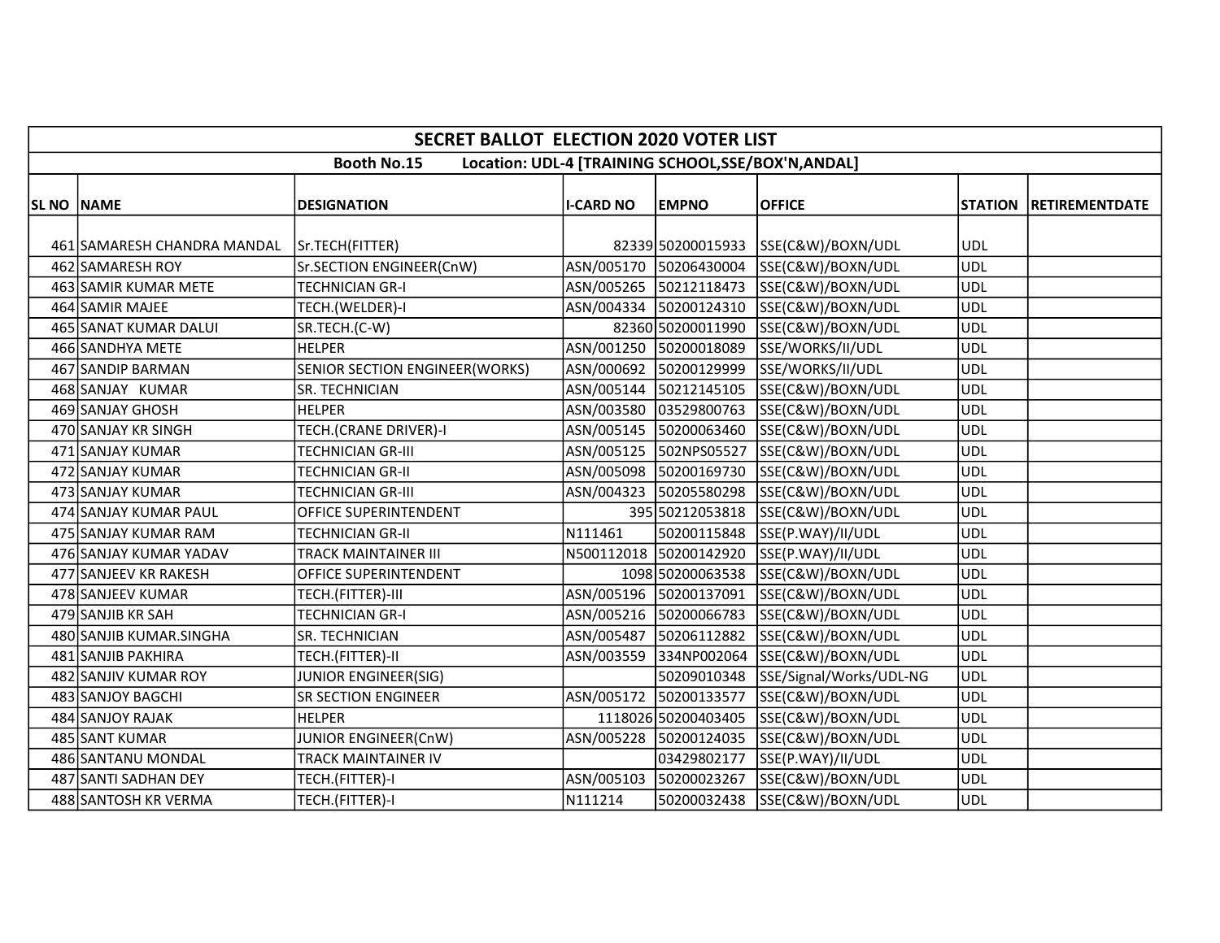# SECRET BALLOT ELECTION 2020 VOTER LIST

**Booth No.15 Location: UDL-4 [TRAINING SCHOOL,SSE/BOX'N,ANDAL]**

| SL NO | NAME | DESIGNATION | I-CARD NO | EMPNO | OFFICE | STATION | RETIREMENTDATE |
|---|---|---|---|---|---|---|---|
| 461 | SAMARESH CHANDRA MANDAL | Sr.TECH(FITTER) | 82339 | 50200015933 | SSE(C&W)/BOXN/UDL | UDL | |
| 462 | SAMARESH ROY | Sr.SECTION ENGINEER(CnW) | ASN/005170 | 50206430004 | SSE(C&W)/BOXN/UDL | UDL | |
| 463 | SAMIR KUMAR METE | TECHNICIAN GR-I | ASN/005265 | 50212118473 | SSE(C&W)/BOXN/UDL | UDL | |
| 464 | SAMIR MAJEE | TECH.(WELDER)-I | ASN/004334 | 50200124310 | SSE(C&W)/BOXN/UDL | UDL | |
| 465 | SANAT KUMAR DALUI | SR.TECH.(C-W) | 82360 | 50200011990 | SSE(C&W)/BOXN/UDL | UDL | |
| 466 | SANDHYA METE | HELPER | ASN/001250 | 50200018089 | SSE/WORKS/II/UDL | UDL | |
| 467 | SANDIP BARMAN | SENIOR SECTION ENGINEER(WORKS) | ASN/000692 | 50200129999 | SSE/WORKS/II/UDL | UDL | |
| 468 | SANJAY KUMAR | SR. TECHNICIAN | ASN/005144 | 50212145105 | SSE(C&W)/BOXN/UDL | UDL | |
| 469 | SANJAY GHOSH | HELPER | ASN/003580 | 03529800763 | SSE(C&W)/BOXN/UDL | UDL | |
| 470 | SANJAY KR SINGH | TECH.(CRANE DRIVER)-I | ASN/005145 | 50200063460 | SSE(C&W)/BOXN/UDL | UDL | |
| 471 | SANJAY KUMAR | TECHNICIAN GR-III | ASN/005125 | 502NPS05527 | SSE(C&W)/BOXN/UDL | UDL | |
| 472 | SANJAY KUMAR | TECHNICIAN GR-II | ASN/005098 | 50200169730 | SSE(C&W)/BOXN/UDL | UDL | |
| 473 | SANJAY KUMAR | TECHNICIAN GR-III | ASN/004323 | 50205580298 | SSE(C&W)/BOXN/UDL | UDL | |
| 474 | SANJAY KUMAR PAUL | OFFICE SUPERINTENDENT | 395 | 50212053818 | SSE(C&W)/BOXN/UDL | UDL | |
| 475 | SANJAY KUMAR RAM | TECHNICIAN GR-II | N111461 | 50200115848 | SSE(P.WAY)/II/UDL | UDL | |
| 476 | SANJAY KUMAR YADAV | TRACK MAINTAINER III | N500112018 | 50200142920 | SSE(P.WAY)/II/UDL | UDL | |
| 477 | SANJEEV KR RAKESH | OFFICE SUPERINTENDENT | 1098 | 50200063538 | SSE(C&W)/BOXN/UDL | UDL | |
| 478 | SANJEEV KUMAR | TECH.(FITTER)-III | ASN/005196 | 50200137091 | SSE(C&W)/BOXN/UDL | UDL | |
| 479 | SANJIB KR SAH | TECHNICIAN GR-I | ASN/005216 | 50200066783 | SSE(C&W)/BOXN/UDL | UDL | |
| 480 | SANJIB KUMAR.SINGHA | SR. TECHNICIAN | ASN/005487 | 50206112882 | SSE(C&W)/BOXN/UDL | UDL | |
| 481 | SANJIB PAKHIRA | TECH.(FITTER)-II | ASN/003559 | 334NP002064 | SSE(C&W)/BOXN/UDL | UDL | |
| 482 | SANJIV KUMAR ROY | JUNIOR ENGINEER(SIG) | | 50209010348 | SSE/Signal/Works/UDL-NG | UDL | |
| 483 | SANJOY BAGCHI | SR SECTION ENGINEER | ASN/005172 | 50200133577 | SSE(C&W)/BOXN/UDL | UDL | |
| 484 | SANJOY RAJAK | HELPER | 1118026 | 50200403405 | SSE(C&W)/BOXN/UDL | UDL | |
| 485 | SANT KUMAR | JUNIOR ENGINEER(CnW) | ASN/005228 | 50200124035 | SSE(C&W)/BOXN/UDL | UDL | |
| 486 | SANTANU MONDAL | TRACK MAINTAINER IV | | 03429802177 | SSE(P.WAY)/II/UDL | UDL | |
| 487 | SANTI SADHAN DEY | TECH.(FITTER)-I | ASN/005103 | 50200023267 | SSE(C&W)/BOXN/UDL | UDL | |
| 488 | SANTOSH KR VERMA | TECH.(FITTER)-I | N111214 | 50200032438 | SSE(C&W)/BOXN/UDL | UDL | |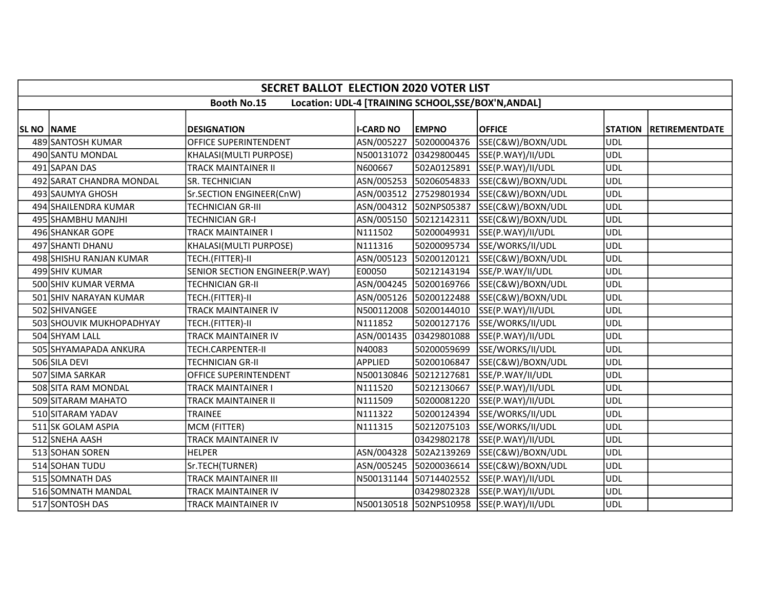# SECRET BALLOT ELECTION 2020 VOTER LIST

**Booth No.15 Location: UDL-4 [TRAINING SCHOOL,SSE/BOX'N,ANDAL]**

| SL NO | NAME | DESIGNATION | I-CARD NO | EMPNO | OFFICE | STATION | RETIREMENTDATE |
|---|---|---|---|---|---|---|---|
| 489 | SANTOSH KUMAR | OFFICE SUPERINTENDENT | ASN/005227 | 50200004376 | SSE(C&W)/BOXN/UDL | UDL | |
| 490 | SANTU MONDAL | KHALASI(MULTI PURPOSE) | N500131072 | 03429800445 | SSE(P.WAY)/II/UDL | UDL | |
| 491 | SAPAN DAS | TRACK MAINTAINER II | N600667 | 502A0125891 | SSE(P.WAY)/II/UDL | UDL | |
| 492 | SARAT CHANDRA MONDAL | SR. TECHNICIAN | ASN/005253 | 50206054833 | SSE(C&W)/BOXN/UDL | UDL | |
| 493 | SAUMYA GHOSH | Sr.SECTION ENGINEER(CnW) | ASN/003512 | 27529801934 | SSE(C&W)/BOXN/UDL | UDL | |
| 494 | SHAILENDRA KUMAR | TECHNICIAN GR-III | ASN/004312 | 502NPS05387 | SSE(C&W)/BOXN/UDL | UDL | |
| 495 | SHAMBHU MANJHI | TECHNICIAN GR-I | ASN/005150 | 50212142311 | SSE(C&W)/BOXN/UDL | UDL | |
| 496 | SHANKAR GOPE | TRACK MAINTAINER I | N111502 | 50200049931 | SSE(P.WAY)/II/UDL | UDL | |
| 497 | SHANTI DHANU | KHALASI(MULTI PURPOSE) | N111316 | 50200095734 | SSE/WORKS/II/UDL | UDL | |
| 498 | SHISHU RANJAN KUMAR | TECH.(FITTER)-II | ASN/005123 | 50200120121 | SSE(C&W)/BOXN/UDL | UDL | |
| 499 | SHIV KUMAR | SENIOR SECTION ENGINEER(P.WAY) | E00050 | 50212143194 | SSE/P.WAY/II/UDL | UDL | |
| 500 | SHIV KUMAR VERMA | TECHNICIAN GR-II | ASN/004245 | 50200169766 | SSE(C&W)/BOXN/UDL | UDL | |
| 501 | SHIV NARAYAN KUMAR | TECH.(FITTER)-II | ASN/005126 | 50200122488 | SSE(C&W)/BOXN/UDL | UDL | |
| 502 | SHIVANGEE | TRACK MAINTAINER IV | N500112008 | 50200144010 | SSE(P.WAY)/II/UDL | UDL | |
| 503 | SHOUVIK MUKHOPADHYAY | TECH.(FITTER)-II | N111852 | 50200127176 | SSE/WORKS/II/UDL | UDL | |
| 504 | SHYAM LALL | TRACK MAINTAINER IV | ASN/001435 | 03429801088 | SSE(P.WAY)/II/UDL | UDL | |
| 505 | SHYAMAPADA ANKURA | TECH.CARPENTER-II | N40083 | 50200059699 | SSE/WORKS/II/UDL | UDL | |
| 506 | SILA DEVI | TECHNICIAN GR-II | APPLIED | 50200106847 | SSE(C&W)/BOXN/UDL | UDL | |
| 507 | SIMA SARKAR | OFFICE SUPERINTENDENT | N500130846 | 50212127681 | SSE/P.WAY/II/UDL | UDL | |
| 508 | SITA RAM MONDAL | TRACK MAINTAINER I | N111520 | 50212130667 | SSE(P.WAY)/II/UDL | UDL | |
| 509 | SITARAM MAHATO | TRACK MAINTAINER II | N111509 | 50200081220 | SSE(P.WAY)/II/UDL | UDL | |
| 510 | SITARAM YADAV | TRAINEE | N111322 | 50200124394 | SSE/WORKS/II/UDL | UDL | |
| 511 | SK GOLAM ASPIA | MCM (FITTER) | N111315 | 50212075103 | SSE/WORKS/II/UDL | UDL | |
| 512 | SNEHA AASH | TRACK MAINTAINER IV | | 03429802178 | SSE(P.WAY)/II/UDL | UDL | |
| 513 | SOHAN SOREN | HELPER | ASN/004328 | 502A2139269 | SSE(C&W)/BOXN/UDL | UDL | |
| 514 | SOHAN TUDU | Sr.TECH(TURNER) | ASN/005245 | 50200036614 | SSE(C&W)/BOXN/UDL | UDL | |
| 515 | SOMNATH DAS | TRACK MAINTAINER III | N500131144 | 50714402552 | SSE(P.WAY)/II/UDL | UDL | |
| 516 | SOMNATH MANDAL | TRACK MAINTAINER IV | | 03429802328 | SSE(P.WAY)/II/UDL | UDL | |
| 517 | SONTOSH DAS | TRACK MAINTAINER IV | N500130518 | 502NPS10958 | SSE(P.WAY)/II/UDL | UDL | |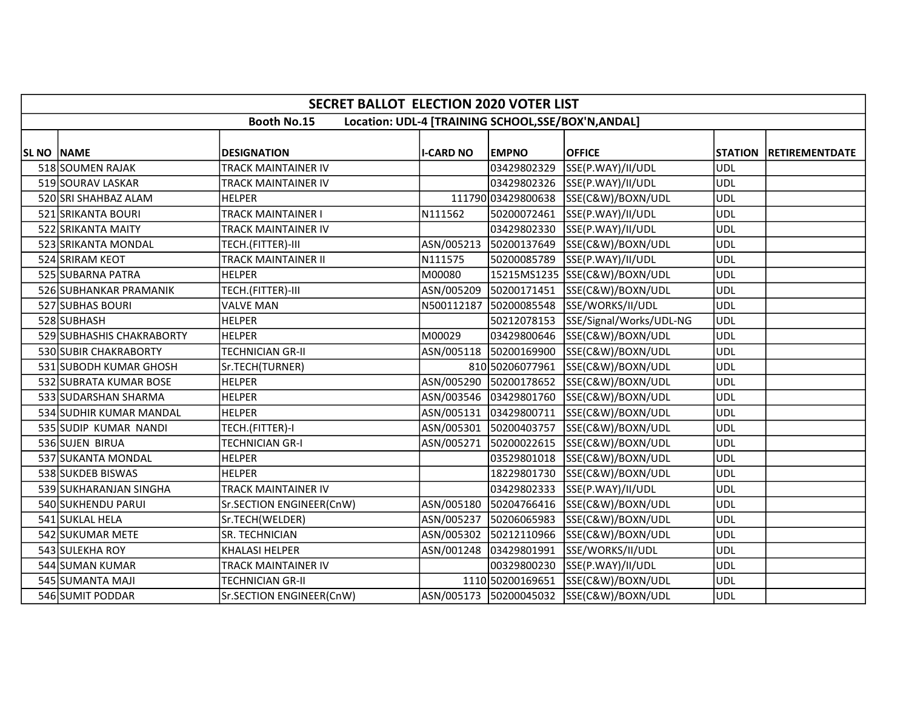# SECRET BALLOT ELECTION 2020 VOTER LIST

## Booth No.15 Location: UDL-4 [TRAINING SCHOOL,SSE/BOX'N,ANDAL]

| SL NO | NAME | DESIGNATION | I-CARD NO | EMPNO | OFFICE | STATION | RETIREMENTDATE |
|---|---|---|---|---|---|---|---|
| 518 | SOUMEN RAJAK | TRACK MAINTAINER IV | | 03429802329 | SSE(P.WAY)/II/UDL | UDL | |
| 519 | SOURAV LASKAR | TRACK MAINTAINER IV | | 03429802326 | SSE(P.WAY)/II/UDL | UDL | |
| 520 | SRI SHAHBAZ ALAM | HELPER | 111790 | 03429800638 | SSE(C&W)/BOXN/UDL | UDL | |
| 521 | SRIKANTA BOURI | TRACK MAINTAINER I | N111562 | 50200072461 | SSE(P.WAY)/II/UDL | UDL | |
| 522 | SRIKANTA MAITY | TRACK MAINTAINER IV | | 03429802330 | SSE(P.WAY)/II/UDL | UDL | |
| 523 | SRIKANTA MONDAL | TECH.(FITTER)-III | ASN/005213 | 50200137649 | SSE(C&W)/BOXN/UDL | UDL | |
| 524 | SRIRAM KEOT | TRACK MAINTAINER II | N111575 | 50200085789 | SSE(P.WAY)/II/UDL | UDL | |
| 525 | SUBARNA PATRA | HELPER | M00080 | 15215MS1235 | SSE(C&W)/BOXN/UDL | UDL | |
| 526 | SUBHANKAR PRAMANIK | TECH.(FITTER)-III | ASN/005209 | 50200171451 | SSE(C&W)/BOXN/UDL | UDL | |
| 527 | SUBHAS BOURI | VALVE MAN | N500112187 | 50200085548 | SSE/WORKS/II/UDL | UDL | |
| 528 | SUBHASH | HELPER | | 50212078153 | SSE/Signal/Works/UDL-NG | UDL | |
| 529 | SUBHASHIS CHAKRABORTY | HELPER | M00029 | 03429800646 | SSE(C&W)/BOXN/UDL | UDL | |
| 530 | SUBIR CHAKRABORTY | TECHNICIAN GR-II | ASN/005118 | 50200169900 | SSE(C&W)/BOXN/UDL | UDL | |
| 531 | SUBODH KUMAR GHOSH | Sr.TECH(TURNER) | 810 | 50206077961 | SSE(C&W)/BOXN/UDL | UDL | |
| 532 | SUBRATA KUMAR BOSE | HELPER | ASN/005290 | 50200178652 | SSE(C&W)/BOXN/UDL | UDL | |
| 533 | SUDARSHAN SHARMA | HELPER | ASN/003546 | 03429801760 | SSE(C&W)/BOXN/UDL | UDL | |
| 534 | SUDHIR KUMAR MANDAL | HELPER | ASN/005131 | 03429800711 | SSE(C&W)/BOXN/UDL | UDL | |
| 535 | SUDIP KUMAR NANDI | TECH.(FITTER)-I | ASN/005301 | 50200403757 | SSE(C&W)/BOXN/UDL | UDL | |
| 536 | SUJEN BIRUA | TECHNICIAN GR-I | ASN/005271 | 50200022615 | SSE(C&W)/BOXN/UDL | UDL | |
| 537 | SUKANTA MONDAL | HELPER | | 03529801018 | SSE(C&W)/BOXN/UDL | UDL | |
| 538 | SUKDEB BISWAS | HELPER | | 18229801730 | SSE(C&W)/BOXN/UDL | UDL | |
| 539 | SUKHARANJAN SINGHA | TRACK MAINTAINER IV | | 03429802333 | SSE(P.WAY)/II/UDL | UDL | |
| 540 | SUKHENDU PARUI | Sr.SECTION ENGINEER(CnW) | ASN/005180 | 50204766416 | SSE(C&W)/BOXN/UDL | UDL | |
| 541 | SUKLAL HELA | Sr.TECH(WELDER) | ASN/005237 | 50206065983 | SSE(C&W)/BOXN/UDL | UDL | |
| 542 | SUKUMAR METE | SR. TECHNICIAN | ASN/005302 | 50212110966 | SSE(C&W)/BOXN/UDL | UDL | |
| 543 | SULEKHA ROY | KHALASI HELPER | ASN/001248 | 03429801991 | SSE/WORKS/II/UDL | UDL | |
| 544 | SUMAN KUMAR | TRACK MAINTAINER IV | | 00329800230 | SSE(P.WAY)/II/UDL | UDL | |
| 545 | SUMANTA MAJI | TECHNICIAN GR-II | 1110 | 50200169651 | SSE(C&W)/BOXN/UDL | UDL | |
| 546 | SUMIT PODDAR | Sr.SECTION ENGINEER(CnW) | ASN/005173 | 50200045032 | SSE(C&W)/BOXN/UDL | UDL | |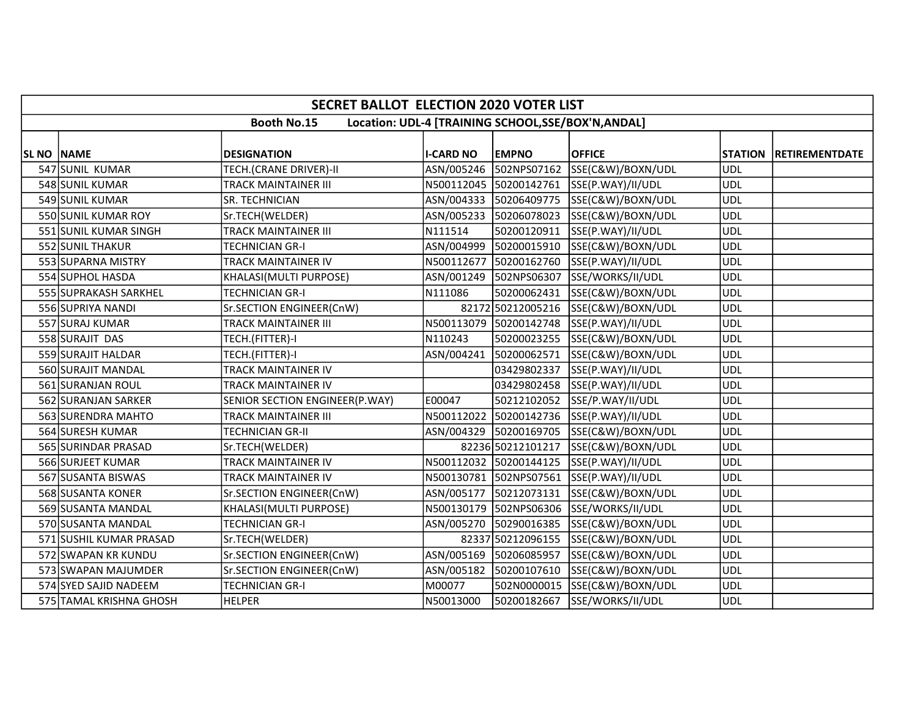| SECRET BALLOT ELECTION 2020 VOTER LIST | | | | | | | |
|---|---|---|---|---|---|---|---|
| Booth No.15 Location: UDL-4 [TRAINING SCHOOL,SSE/BOX'N,ANDAL] | | | | | | | |
| SL NO | NAME | DESIGNATION | I-CARD NO | EMPNO | OFFICE | STATION | RETIREMENTDATE |
| 547 | SUNIL KUMAR | TECH.(CRANE DRIVER)-II | ASN/005246 | 502NPS07162 | SSE(C&W)/BOXN/UDL | UDL | |
| 548 | SUNIL KUMAR | TRACK MAINTAINER III | N500112045 | 50200142761 | SSE(P.WAY)/II/UDL | UDL | |
| 549 | SUNIL KUMAR | SR. TECHNICIAN | ASN/004333 | 50206409775 | SSE(C&W)/BOXN/UDL | UDL | |
| 550 | SUNIL KUMAR ROY | Sr.TECH(WELDER) | ASN/005233 | 50206078023 | SSE(C&W)/BOXN/UDL | UDL | |
| 551 | SUNIL KUMAR SINGH | TRACK MAINTAINER III | N111514 | 50200120911 | SSE(P.WAY)/II/UDL | UDL | |
| 552 | SUNIL THAKUR | TECHNICIAN GR-I | ASN/004999 | 50200015910 | SSE(C&W)/BOXN/UDL | UDL | |
| 553 | SUPARNA MISTRY | TRACK MAINTAINER IV | N500112677 | 50200162760 | SSE(P.WAY)/II/UDL | UDL | |
| 554 | SUPHOL HASDA | KHALASI(MULTI PURPOSE) | ASN/001249 | 502NPS06307 | SSE/WORKS/II/UDL | UDL | |
| 555 | SUPRAKASH SARKHEL | TECHNICIAN GR-I | N111086 | 50200062431 | SSE(C&W)/BOXN/UDL | UDL | |
| 556 | SUPRIYA NANDI | Sr.SECTION ENGINEER(CnW) | 82172 | 50212005216 | SSE(C&W)/BOXN/UDL | UDL | |
| 557 | SURAJ KUMAR | TRACK MAINTAINER III | N500113079 | 50200142748 | SSE(P.WAY)/II/UDL | UDL | |
| 558 | SURAJIT DAS | TECH.(FITTER)-I | N110243 | 50200023255 | SSE(C&W)/BOXN/UDL | UDL | |
| 559 | SURAJIT HALDAR | TECH.(FITTER)-I | ASN/004241 | 50200062571 | SSE(C&W)/BOXN/UDL | UDL | |
| 560 | SURAJIT MANDAL | TRACK MAINTAINER IV | | 03429802337 | SSE(P.WAY)/II/UDL | UDL | |
| 561 | SURANJAN ROUL | TRACK MAINTAINER IV | | 03429802458 | SSE(P.WAY)/II/UDL | UDL | |
| 562 | SURANJAN SARKER | SENIOR SECTION ENGINEER(P.WAY) | E00047 | 50212102052 | SSE/P.WAY/II/UDL | UDL | |
| 563 | SURENDRA MAHTO | TRACK MAINTAINER III | N500112022 | 50200142736 | SSE(P.WAY)/II/UDL | UDL | |
| 564 | SURESH KUMAR | TECHNICIAN GR-II | ASN/004329 | 50200169705 | SSE(C&W)/BOXN/UDL | UDL | |
| 565 | SURINDAR PRASAD | Sr.TECH(WELDER) | 82236 | 50212101217 | SSE(C&W)/BOXN/UDL | UDL | |
| 566 | SURJEET KUMAR | TRACK MAINTAINER IV | N500112032 | 50200144125 | SSE(P.WAY)/II/UDL | UDL | |
| 567 | SUSANTA BISWAS | TRACK MAINTAINER IV | N500130781 | 502NPS07561 | SSE(P.WAY)/II/UDL | UDL | |
| 568 | SUSANTA KONER | Sr.SECTION ENGINEER(CnW) | ASN/005177 | 50212073131 | SSE(C&W)/BOXN/UDL | UDL | |
| 569 | SUSANTA MANDAL | KHALASI(MULTI PURPOSE) | N500130179 | 502NPS06306 | SSE/WORKS/II/UDL | UDL | |
| 570 | SUSANTA MANDAL | TECHNICIAN GR-I | ASN/005270 | 50290016385 | SSE(C&W)/BOXN/UDL | UDL | |
| 571 | SUSHIL KUMAR PRASAD | Sr.TECH(WELDER) | 82337 | 50212096155 | SSE(C&W)/BOXN/UDL | UDL | |
| 572 | SWAPAN KR KUNDU | Sr.SECTION ENGINEER(CnW) | ASN/005169 | 50206085957 | SSE(C&W)/BOXN/UDL | UDL | |
| 573 | SWAPAN MAJUMDER | Sr.SECTION ENGINEER(CnW) | ASN/005182 | 50200107610 | SSE(C&W)/BOXN/UDL | UDL | |
| 574 | SYED SAJID NADEEM | TECHNICIAN GR-I | M00077 | 502N0000015 | SSE(C&W)/BOXN/UDL | UDL | |
| 575 | TAMAL KRISHNA GHOSH | HELPER | N50013000 | 50200182667 | SSE/WORKS/II/UDL | UDL | |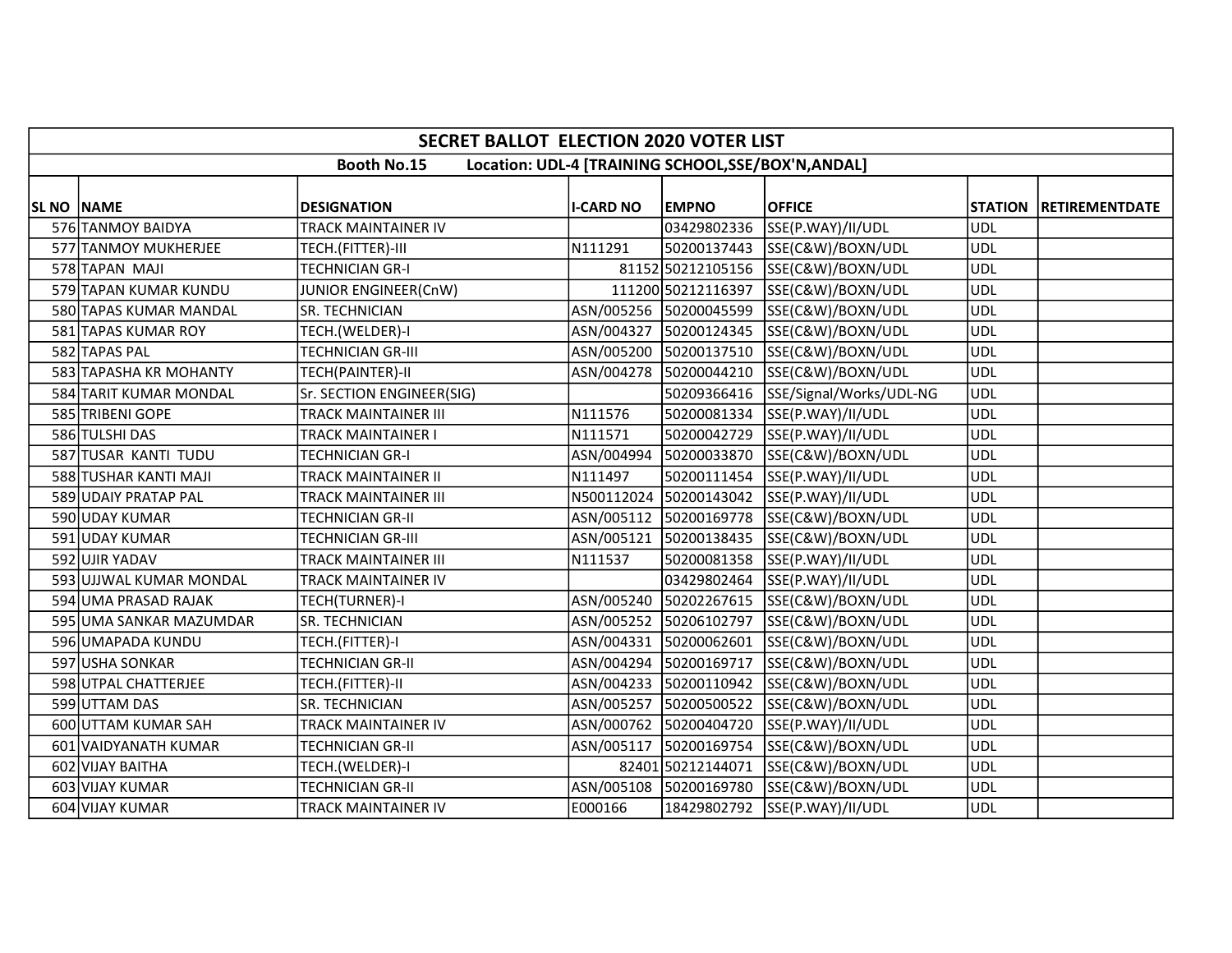# SECRET BALLOT ELECTION 2020 VOTER LIST

**Booth No.15 Location: UDL-4 [TRAINING SCHOOL,SSE/BOX'N,ANDAL]**

| SL NO | NAME | DESIGNATION | I-CARD NO | EMPNO | OFFICE | STATION | RETIREMENTDATE |
|---|---|---|---|---|---|---|---|
| 576 | TANMOY BAIDYA | TRACK MAINTAINER IV | | 03429802336 | SSE(P.WAY)/II/UDL | UDL | |
| 577 | TANMOY MUKHERJEE | TECH.(FITTER)-III | N111291 | 50200137443 | SSE(C&W)/BOXN/UDL | UDL | |
| 578 | TAPAN MAJI | TECHNICIAN GR-I | 81152 | 50212105156 | SSE(C&W)/BOXN/UDL | UDL | |
| 579 | TAPAN KUMAR KUNDU | JUNIOR ENGINEER(CnW) | 111200 | 50212116397 | SSE(C&W)/BOXN/UDL | UDL | |
| 580 | TAPAS KUMAR MANDAL | SR. TECHNICIAN | ASN/005256 | 50200045599 | SSE(C&W)/BOXN/UDL | UDL | |
| 581 | TAPAS KUMAR ROY | TECH.(WELDER)-I | ASN/004327 | 50200124345 | SSE(C&W)/BOXN/UDL | UDL | |
| 582 | TAPAS PAL | TECHNICIAN GR-III | ASN/005200 | 50200137510 | SSE(C&W)/BOXN/UDL | UDL | |
| 583 | TAPASHA KR MOHANTY | TECH(PAINTER)-II | ASN/004278 | 50200044210 | SSE(C&W)/BOXN/UDL | UDL | |
| 584 | TARIT KUMAR MONDAL | Sr. SECTION ENGINEER(SIG) | | 50209366416 | SSE/Signal/Works/UDL-NG | UDL | |
| 585 | TRIBENI GOPE | TRACK MAINTAINER III | N111576 | 50200081334 | SSE(P.WAY)/II/UDL | UDL | |
| 586 | TULSHI DAS | TRACK MAINTAINER I | N111571 | 50200042729 | SSE(P.WAY)/II/UDL | UDL | |
| 587 | TUSAR KANTI TUDU | TECHNICIAN GR-I | ASN/004994 | 50200033870 | SSE(C&W)/BOXN/UDL | UDL | |
| 588 | TUSHAR KANTI MAJI | TRACK MAINTAINER II | N111497 | 50200111454 | SSE(P.WAY)/II/UDL | UDL | |
| 589 | UDAIY PRATAP PAL | TRACK MAINTAINER III | N500112024 | 50200143042 | SSE(P.WAY)/II/UDL | UDL | |
| 590 | UDAY KUMAR | TECHNICIAN GR-II | ASN/005112 | 50200169778 | SSE(C&W)/BOXN/UDL | UDL | |
| 591 | UDAY KUMAR | TECHNICIAN GR-III | ASN/005121 | 50200138435 | SSE(C&W)/BOXN/UDL | UDL | |
| 592 | UJIR YADAV | TRACK MAINTAINER III | N111537 | 50200081358 | SSE(P.WAY)/II/UDL | UDL | |
| 593 | UJJWAL KUMAR MONDAL | TRACK MAINTAINER IV | | 03429802464 | SSE(P.WAY)/II/UDL | UDL | |
| 594 | UMA PRASAD RAJAK | TECH(TURNER)-I | ASN/005240 | 50202267615 | SSE(C&W)/BOXN/UDL | UDL | |
| 595 | UMA SANKAR MAZUMDAR | SR. TECHNICIAN | ASN/005252 | 50206102797 | SSE(C&W)/BOXN/UDL | UDL | |
| 596 | UMAPADA KUNDU | TECH.(FITTER)-I | ASN/004331 | 50200062601 | SSE(C&W)/BOXN/UDL | UDL | |
| 597 | USHA SONKAR | TECHNICIAN GR-II | ASN/004294 | 50200169717 | SSE(C&W)/BOXN/UDL | UDL | |
| 598 | UTPAL CHATTERJEE | TECH.(FITTER)-II | ASN/004233 | 50200110942 | SSE(C&W)/BOXN/UDL | UDL | |
| 599 | UTTAM DAS | SR. TECHNICIAN | ASN/005257 | 50200500522 | SSE(C&W)/BOXN/UDL | UDL | |
| 600 | UTTAM KUMAR SAH | TRACK MAINTAINER IV | ASN/000762 | 50200404720 | SSE(P.WAY)/II/UDL | UDL | |
| 601 | VAIDYANATH KUMAR | TECHNICIAN GR-II | ASN/005117 | 50200169754 | SSE(C&W)/BOXN/UDL | UDL | |
| 602 | VIJAY BAITHA | TECH.(WELDER)-I | 82401 | 50212144071 | SSE(C&W)/BOXN/UDL | UDL | |
| 603 | VIJAY KUMAR | TECHNICIAN GR-II | ASN/005108 | 50200169780 | SSE(C&W)/BOXN/UDL | UDL | |
| 604 | VIJAY KUMAR | TRACK MAINTAINER IV | E000166 | 18429802792 | SSE(P.WAY)/II/UDL | UDL | |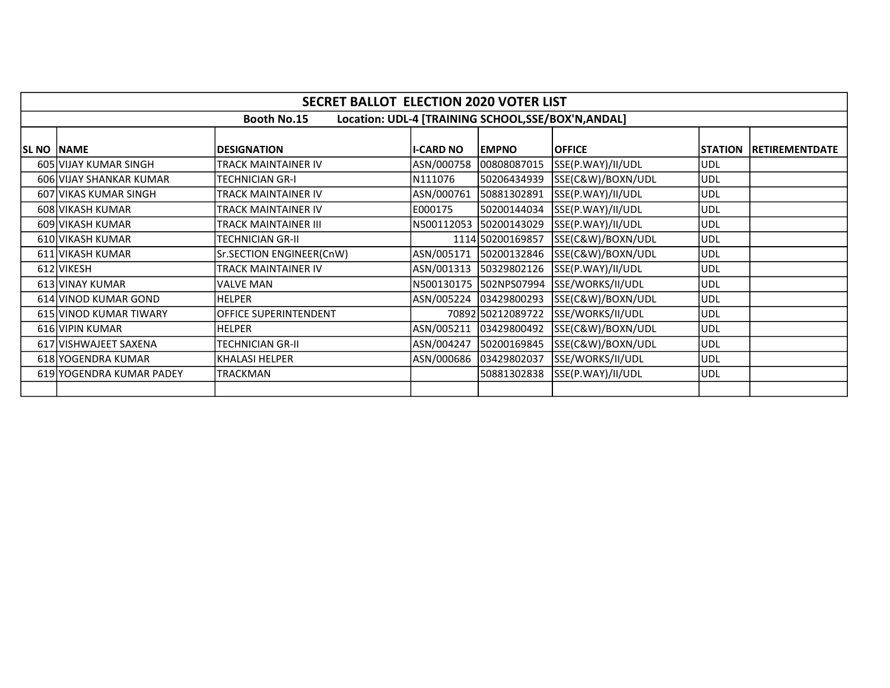| SECRET BALLOT ELECTION 2020 VOTER LIST | | | | | | | |
|---|---|---|---|---|---|---|---|
| Booth No.15 Location: UDL-4 [TRAINING SCHOOL,SSE/BOX'N,ANDAL] | | | | | | | |
| SL NO | NAME | DESIGNATION | I-CARD NO | EMPNO | OFFICE | STATION | RETIREMENTDATE |
| 605 | VIJAY KUMAR SINGH | TRACK MAINTAINER IV | ASN/000758 | 00808087015 | SSE(P.WAY)/II/UDL | UDL | |
| 606 | VIJAY SHANKAR KUMAR | TECHNICIAN GR-I | N111076 | 50206434939 | SSE(C&W)/BOXN/UDL | UDL | |
| 607 | VIKAS KUMAR SINGH | TRACK MAINTAINER IV | ASN/000761 | 50881302891 | SSE(P.WAY)/II/UDL | UDL | |
| 608 | VIKASH KUMAR | TRACK MAINTAINER IV | E000175 | 50200144034 | SSE(P.WAY)/II/UDL | UDL | |
| 609 | VIKASH KUMAR | TRACK MAINTAINER III | N500112053 | 50200143029 | SSE(P.WAY)/II/UDL | UDL | |
| 610 | VIKASH KUMAR | TECHNICIAN GR-II | 1114 | 50200169857 | SSE(C&W)/BOXN/UDL | UDL | |
| 611 | VIKASH KUMAR | Sr.SECTION ENGINEER(CnW) | ASN/005171 | 50200132846 | SSE(C&W)/BOXN/UDL | UDL | |
| 612 | VIKESH | TRACK MAINTAINER IV | ASN/001313 | 50329802126 | SSE(P.WAY)/II/UDL | UDL | |
| 613 | VINAY KUMAR | VALVE MAN | N500130175 | 502NPS07994 | SSE/WORKS/II/UDL | UDL | |
| 614 | VINOD KUMAR GOND | HELPER | ASN/005224 | 03429800293 | SSE(C&W)/BOXN/UDL | UDL | |
| 615 | VINOD KUMAR TIWARY | OFFICE SUPERINTENDENT | 70892 | 50212089722 | SSE/WORKS/II/UDL | UDL | |
| 616 | VIPIN KUMAR | HELPER | ASN/005211 | 03429800492 | SSE(C&W)/BOXN/UDL | UDL | |
| 617 | VISHWAJEET SAXENA | TECHNICIAN GR-II | ASN/004247 | 50200169845 | SSE(C&W)/BOXN/UDL | UDL | |
| 618 | YOGENDRA KUMAR | KHALASI HELPER | ASN/000686 | 03429802037 | SSE/WORKS/II/UDL | UDL | |
| 619 | YOGENDRA KUMAR PADEY | TRACKMAN | | 50881302838 | SSE(P.WAY)/II/UDL | UDL | |
| | | | | | | | |